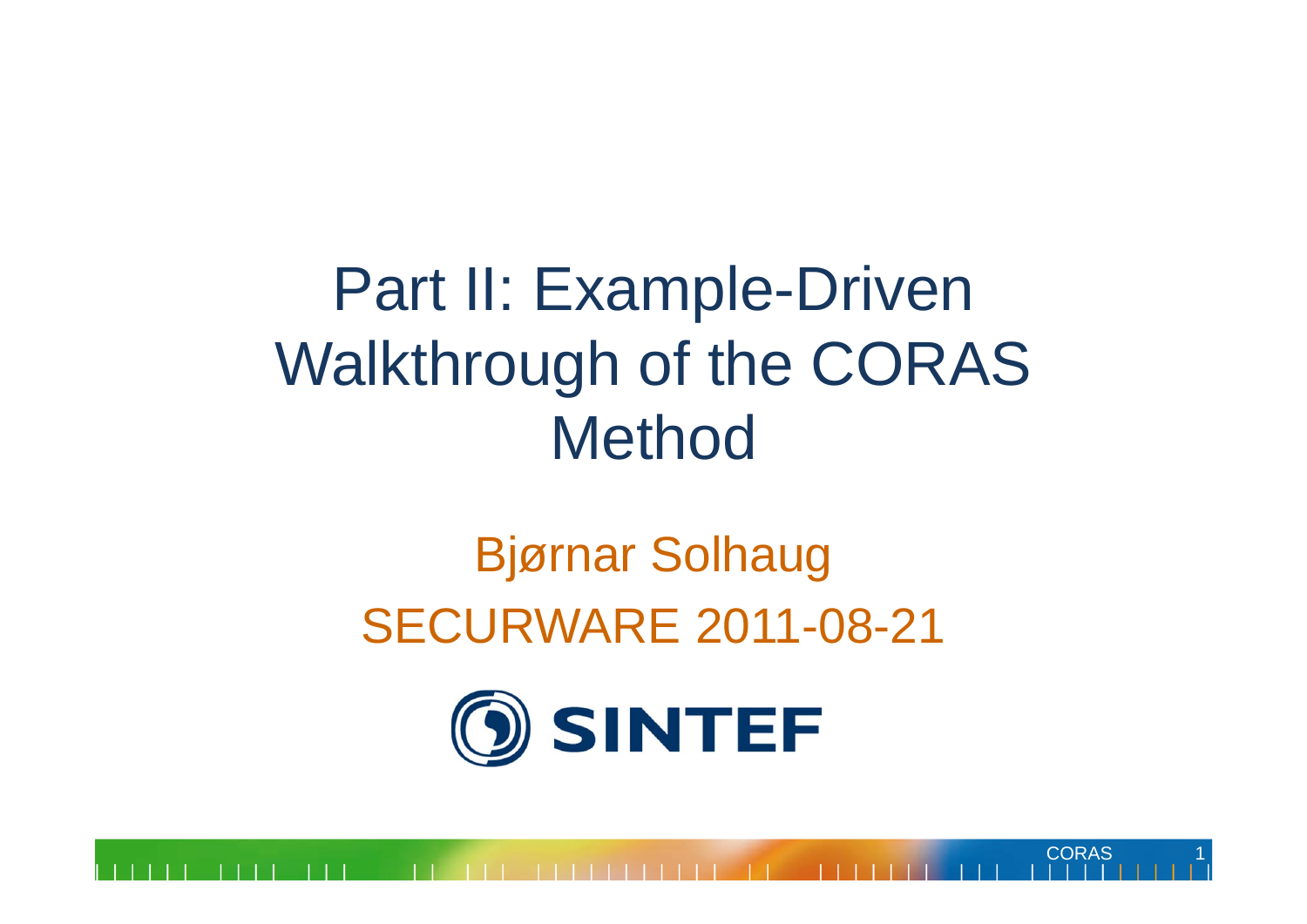# Part II: Example-Driven Walkthrough of the CORAS Method

Bjørnar Solhaug

SECURWARE 2011-08-21

SINTEF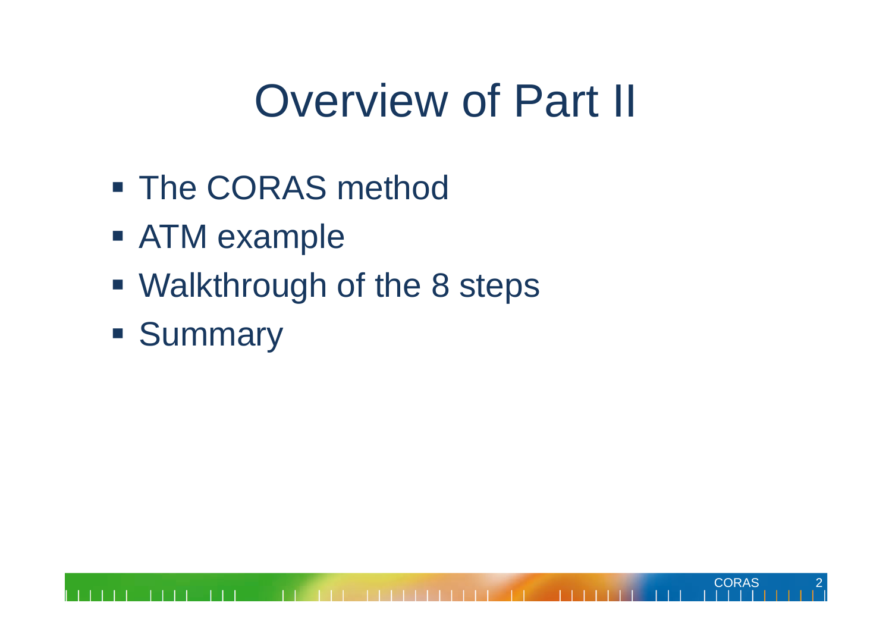# Overview of Part II

- The CORAS method
- ATM example
- Walkthrough of the 8 steps
- Summary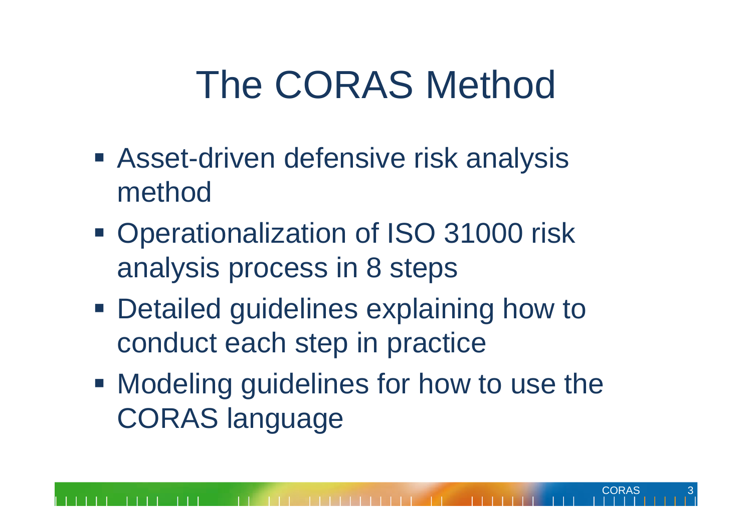# The CORAS Method

- Asset-driven defensive risk analysis method
- Operationalization of ISO 31000 risk analysis process in 8 steps
- Detailed guidelines explaining how to conduct each step in practice
- Modeling guidelines for how to use the CORAS language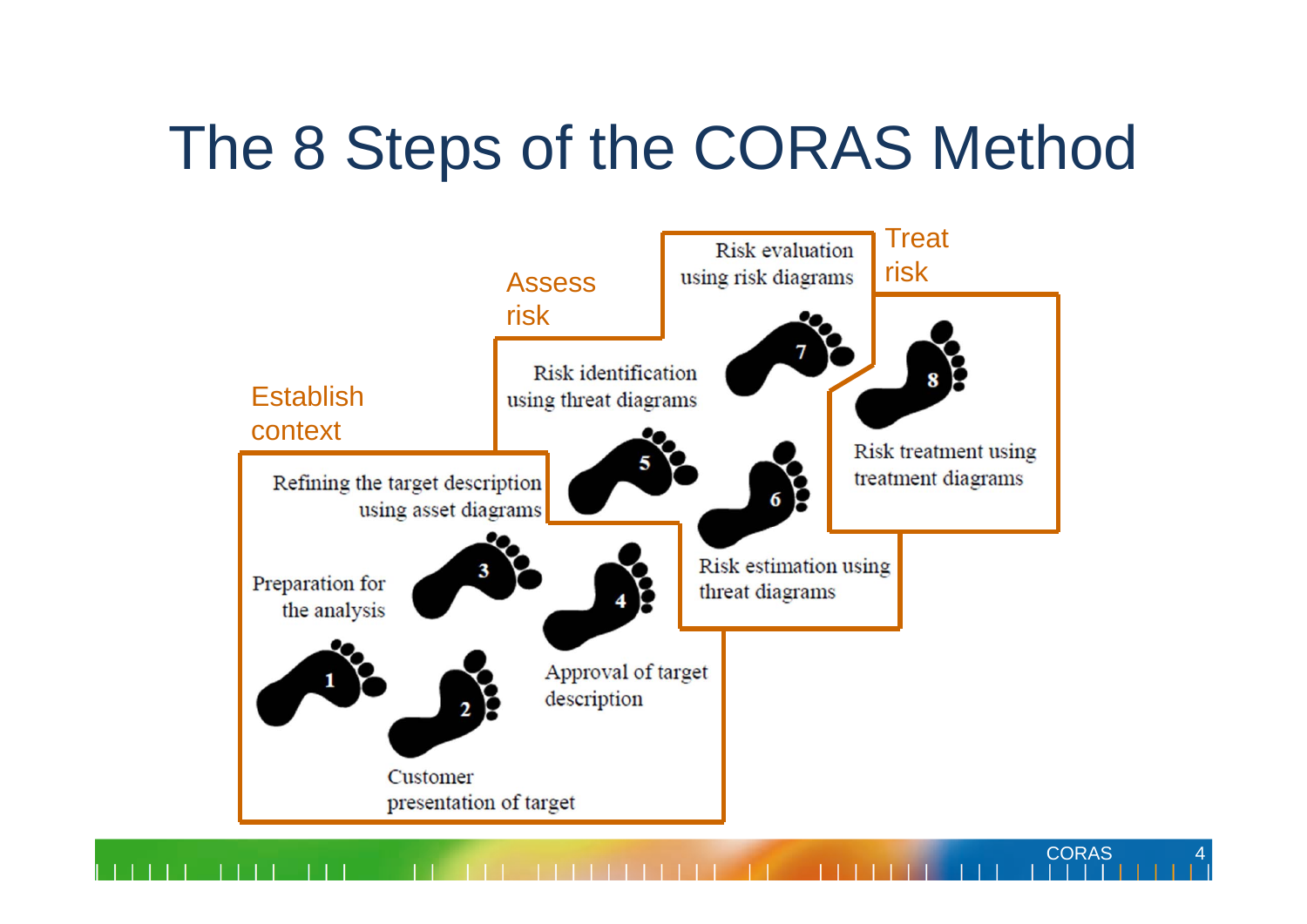# The 8 Steps of the CORAS Method

**Establish context**

1. Preparation for the analysis
2. Customer presentation of target
3. Refining the target description using asset diagrams
4. Approval of target description

**Assess risk**

5. Risk identification using threat diagrams
6. Risk estimation using threat diagrams
7. Risk evaluation using risk diagrams

**Treat risk**

8. Risk treatment using treatment diagrams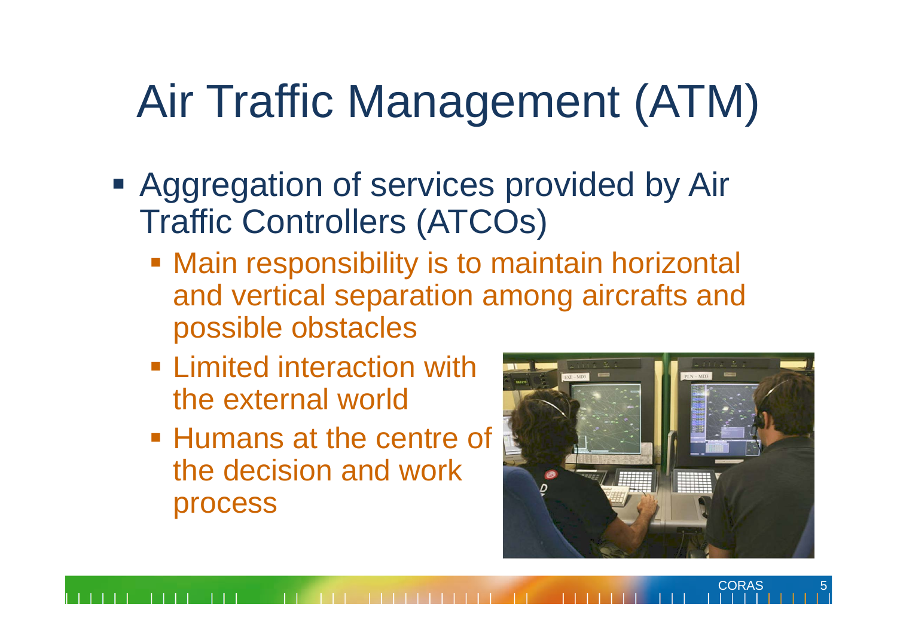# Air Traffic Management (ATM)

- Aggregation of services provided by Air Traffic Controllers (ATCOs)
  - Main responsibility is to maintain horizontal and vertical separation among aircrafts and possible obstacles
  - Limited interaction with the external world
  - Humans at the centre of the decision and work process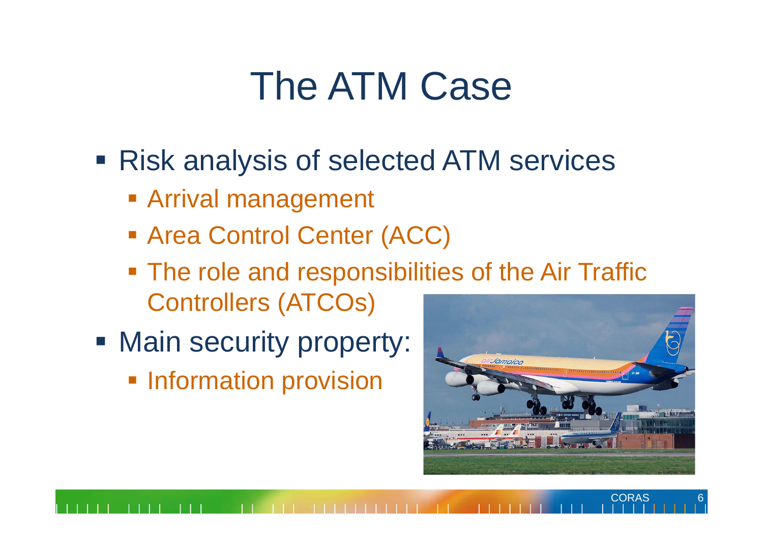# The ATM Case

- Risk analysis of selected ATM services
  - Arrival management
  - Area Control Center (ACC)
  - The role and responsibilities of the Air Traffic Controllers (ATCOs)
- Main security property:
  - Information provision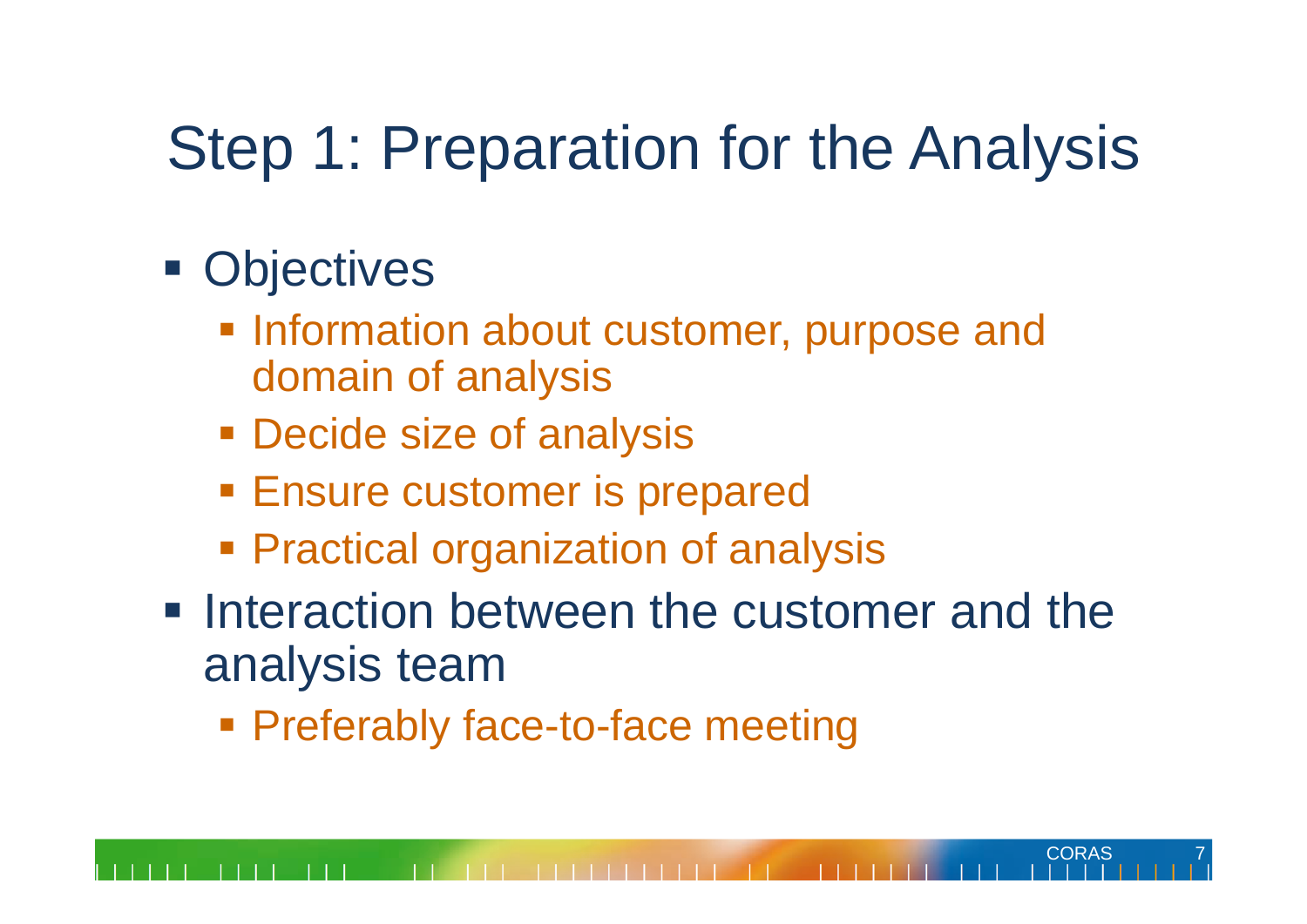# Step 1: Preparation for the Analysis

- Objectives
  - Information about customer, purpose and domain of analysis
  - Decide size of analysis
  - Ensure customer is prepared
  - Practical organization of analysis
- Interaction between the customer and the analysis team
  - Preferably face-to-face meeting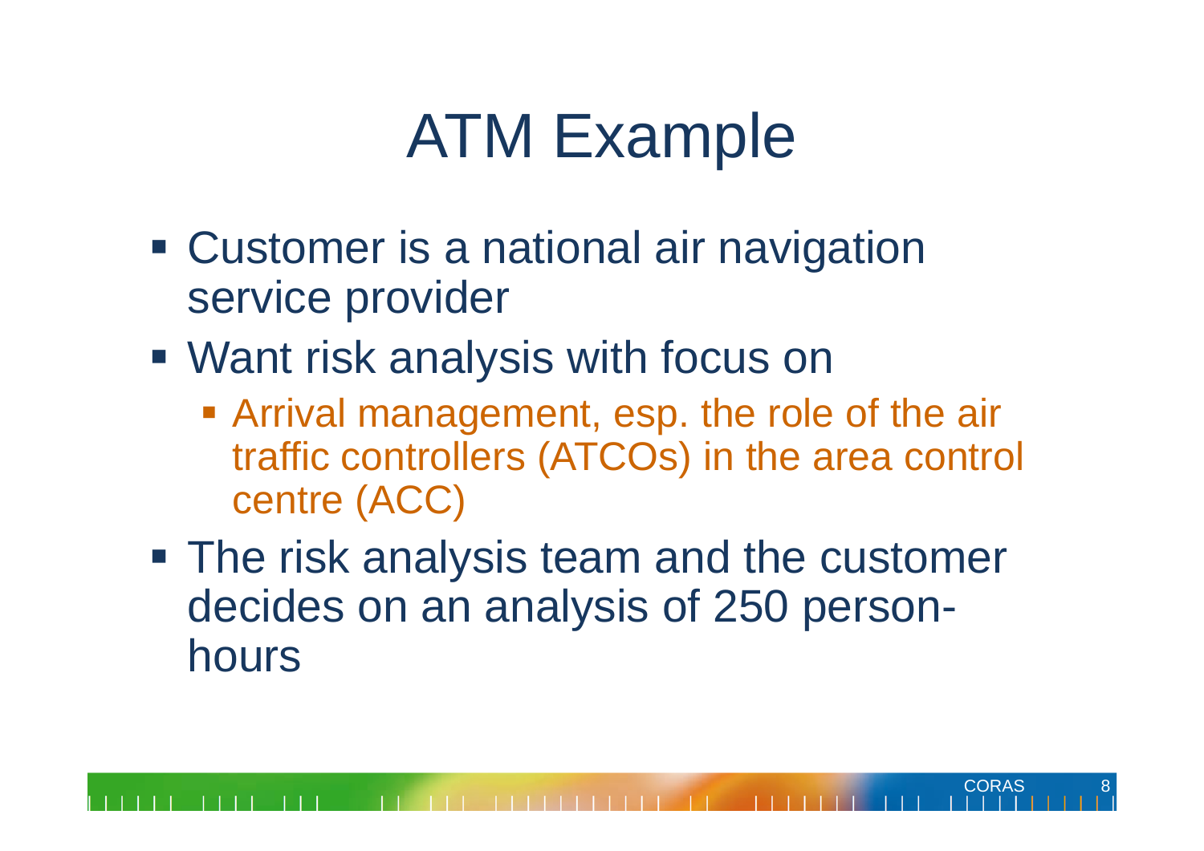# ATM Example

- Customer is a national air navigation service provider
- Want risk analysis with focus on
  - Arrival management, esp. the role of the air traffic controllers (ATCOs) in the area control centre (ACC)
- The risk analysis team and the customer decides on an analysis of 250 person-hours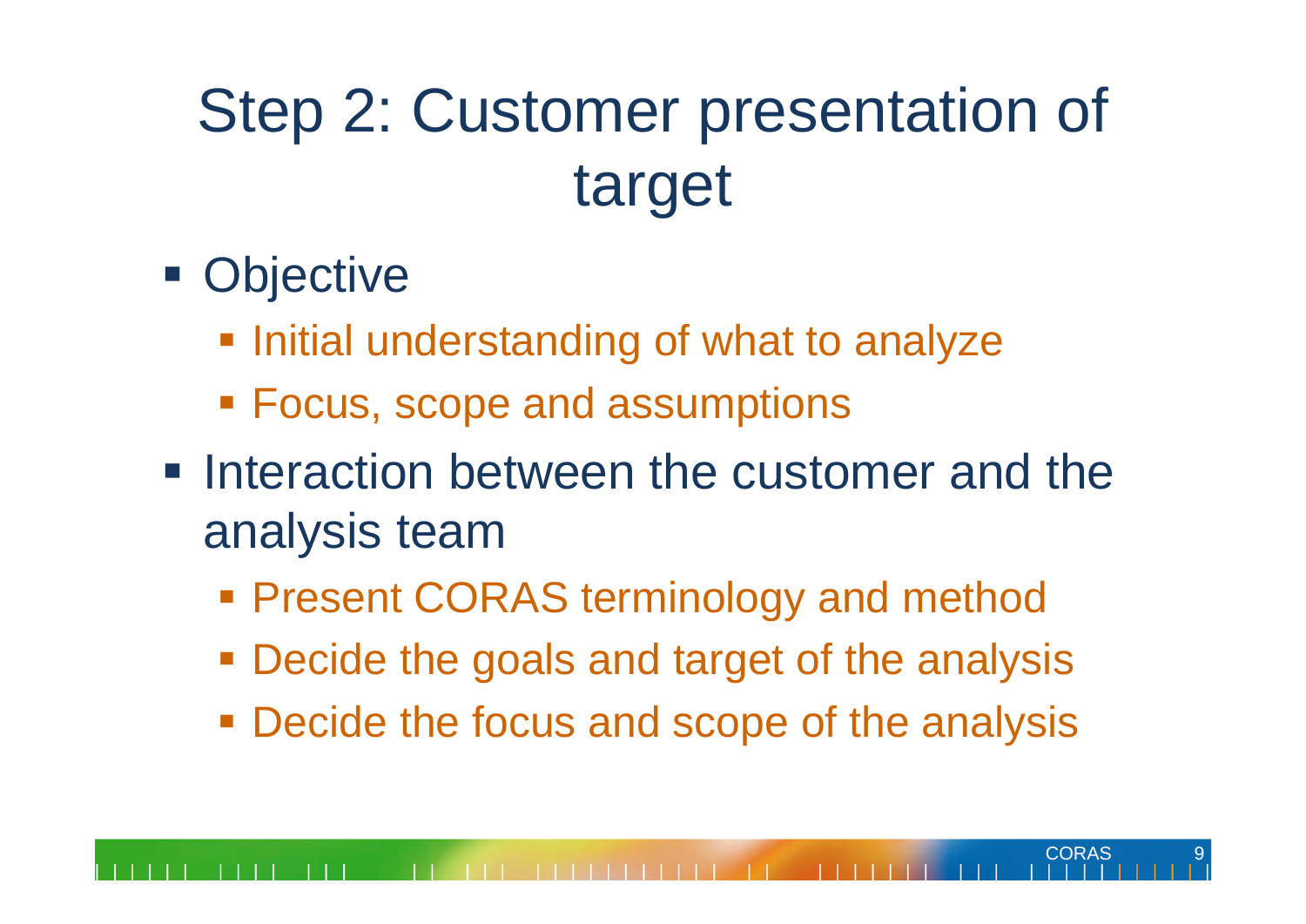# Step 2: Customer presentation of target

- Objective
  - Initial understanding of what to analyze
  - Focus, scope and assumptions
- Interaction between the customer and the analysis team
  - Present CORAS terminology and method
  - Decide the goals and target of the analysis
  - Decide the focus and scope of the analysis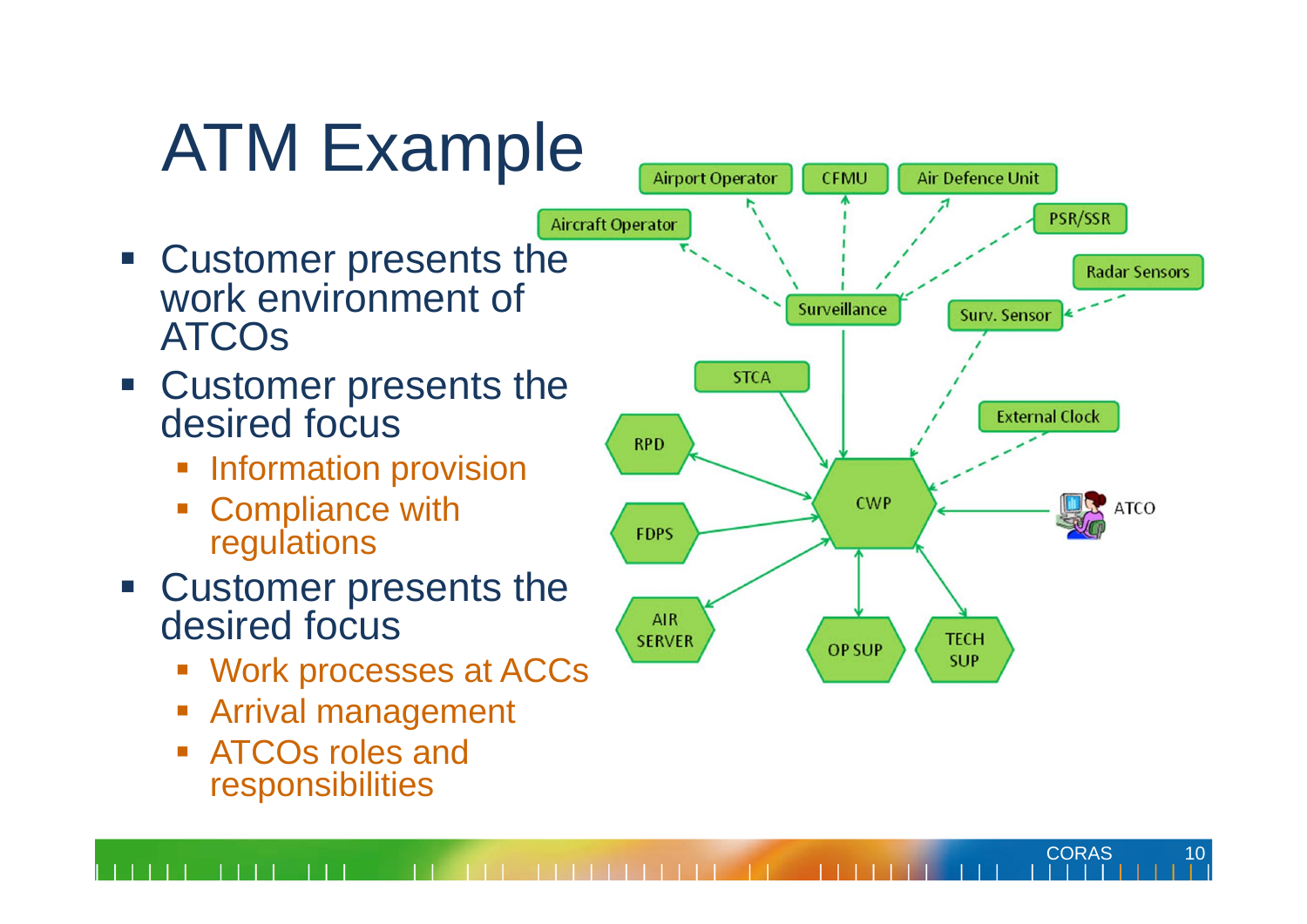# ATM Example

- Customer presents the work environment of ATCOs
- Customer presents the desired focus
  - Information provision
  - Compliance with regulations
- Customer presents the desired focus
  - Work processes at ACCs
  - Arrival management
  - ATCOs roles and responsibilities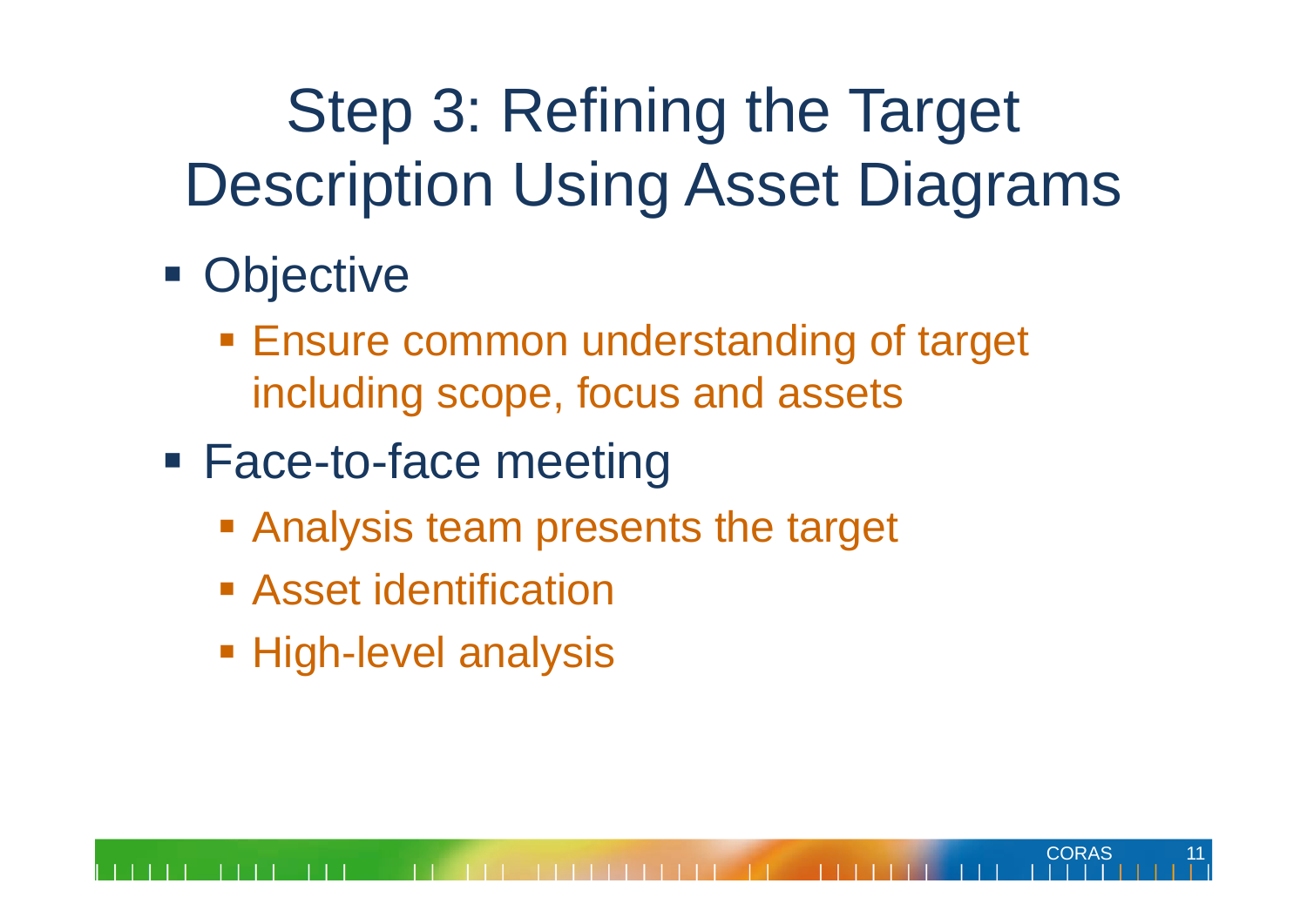# Step 3: Refining the Target Description Using Asset Diagrams

- Objective
  - Ensure common understanding of target including scope, focus and assets
- Face-to-face meeting
  - Analysis team presents the target
  - Asset identification
  - High-level analysis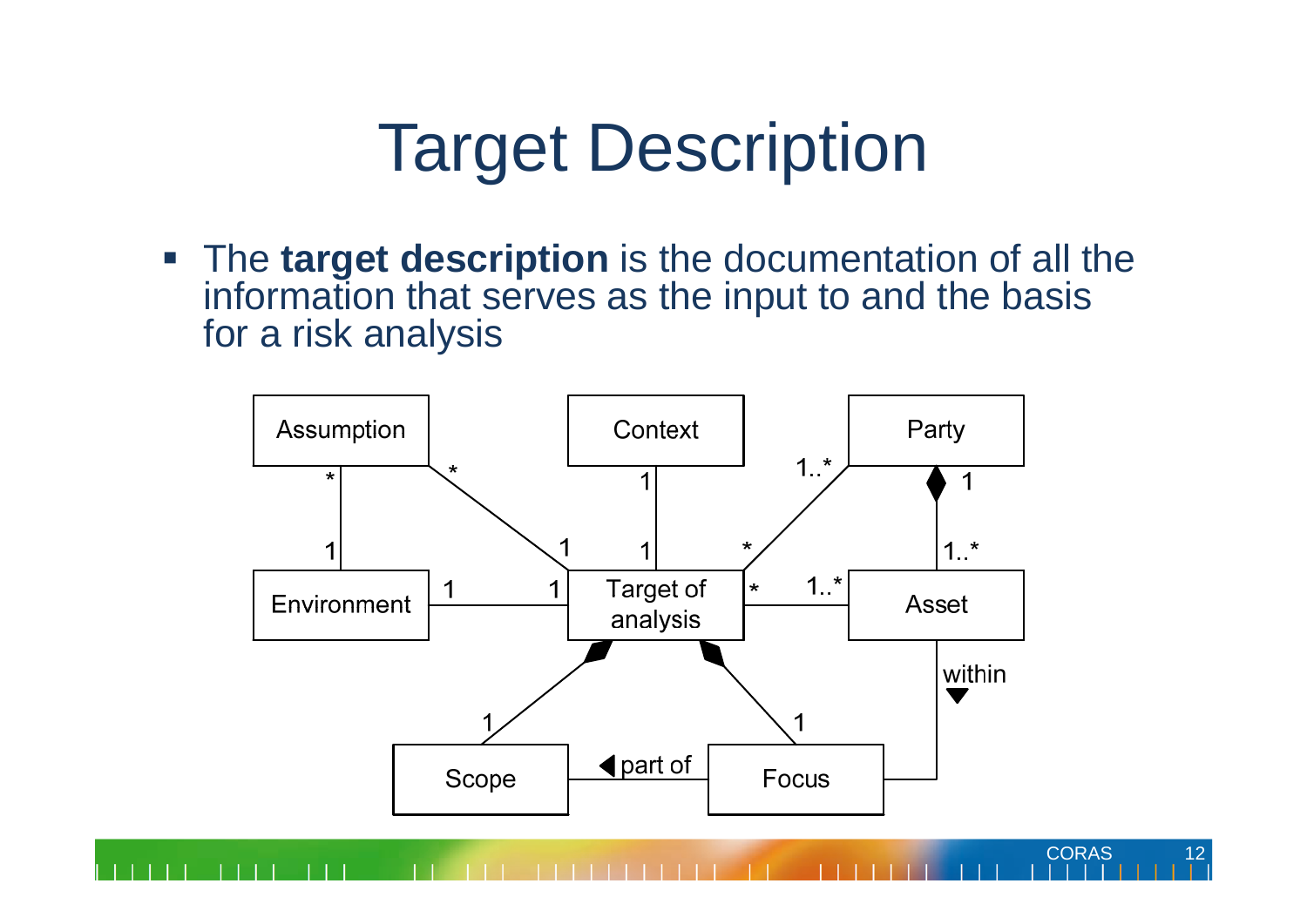# Target Description

- The **target description** is the documentation of all the information that serves as the input to and the basis for a risk analysis

Assumption, Context, Party, Environment, Target of analysis, Asset, Scope, Focus

part of, within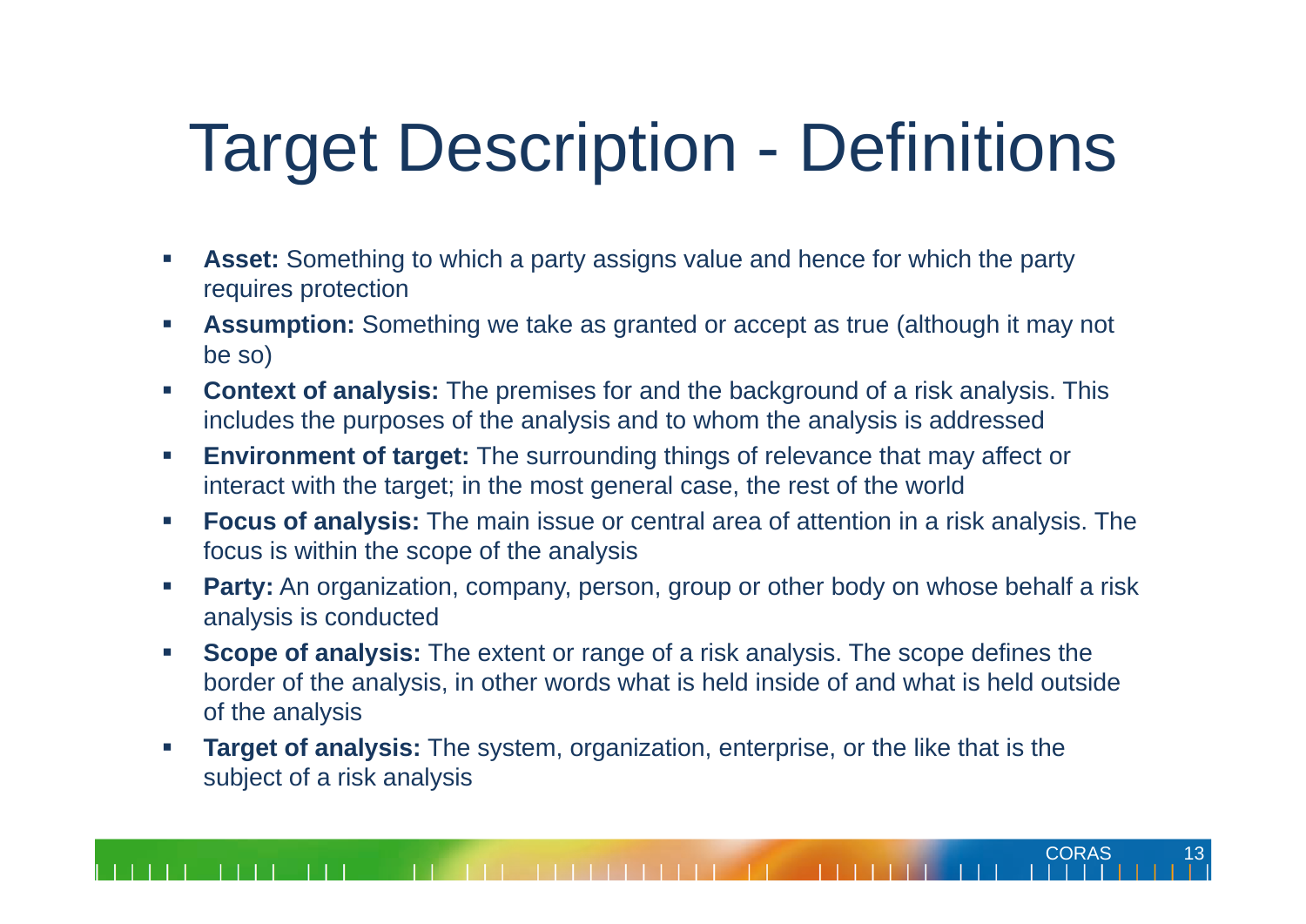# Target Description - Definitions

- **Asset:** Something to which a party assigns value and hence for which the party requires protection
- **Assumption:** Something we take as granted or accept as true (although it may not be so)
- **Context of analysis:** The premises for and the background of a risk analysis. This includes the purposes of the analysis and to whom the analysis is addressed
- **Environment of target:** The surrounding things of relevance that may affect or interact with the target; in the most general case, the rest of the world
- **Focus of analysis:** The main issue or central area of attention in a risk analysis. The focus is within the scope of the analysis
- **Party:** An organization, company, person, group or other body on whose behalf a risk analysis is conducted
- **Scope of analysis:** The extent or range of a risk analysis. The scope defines the border of the analysis, in other words what is held inside of and what is held outside of the analysis
- **Target of analysis:** The system, organization, enterprise, or the like that is the subject of a risk analysis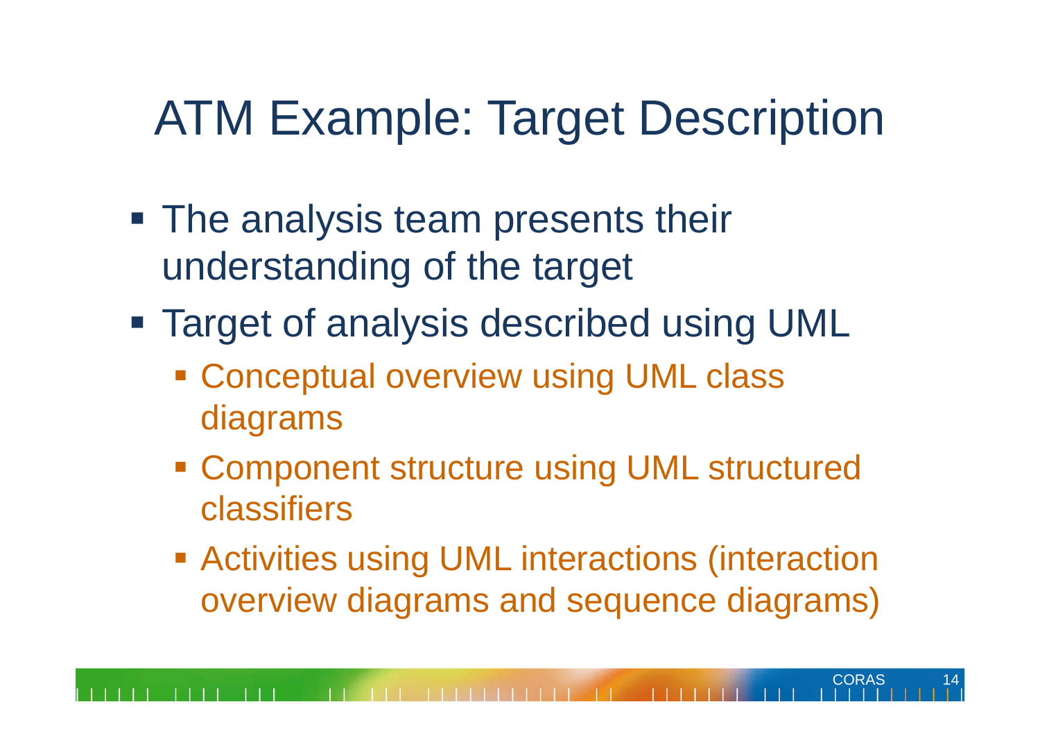# ATM Example: Target Description

- The analysis team presents their understanding of the target
- Target of analysis described using UML
  - Conceptual overview using UML class diagrams
  - Component structure using UML structured classifiers
  - Activities using UML interactions (interaction overview diagrams and sequence diagrams)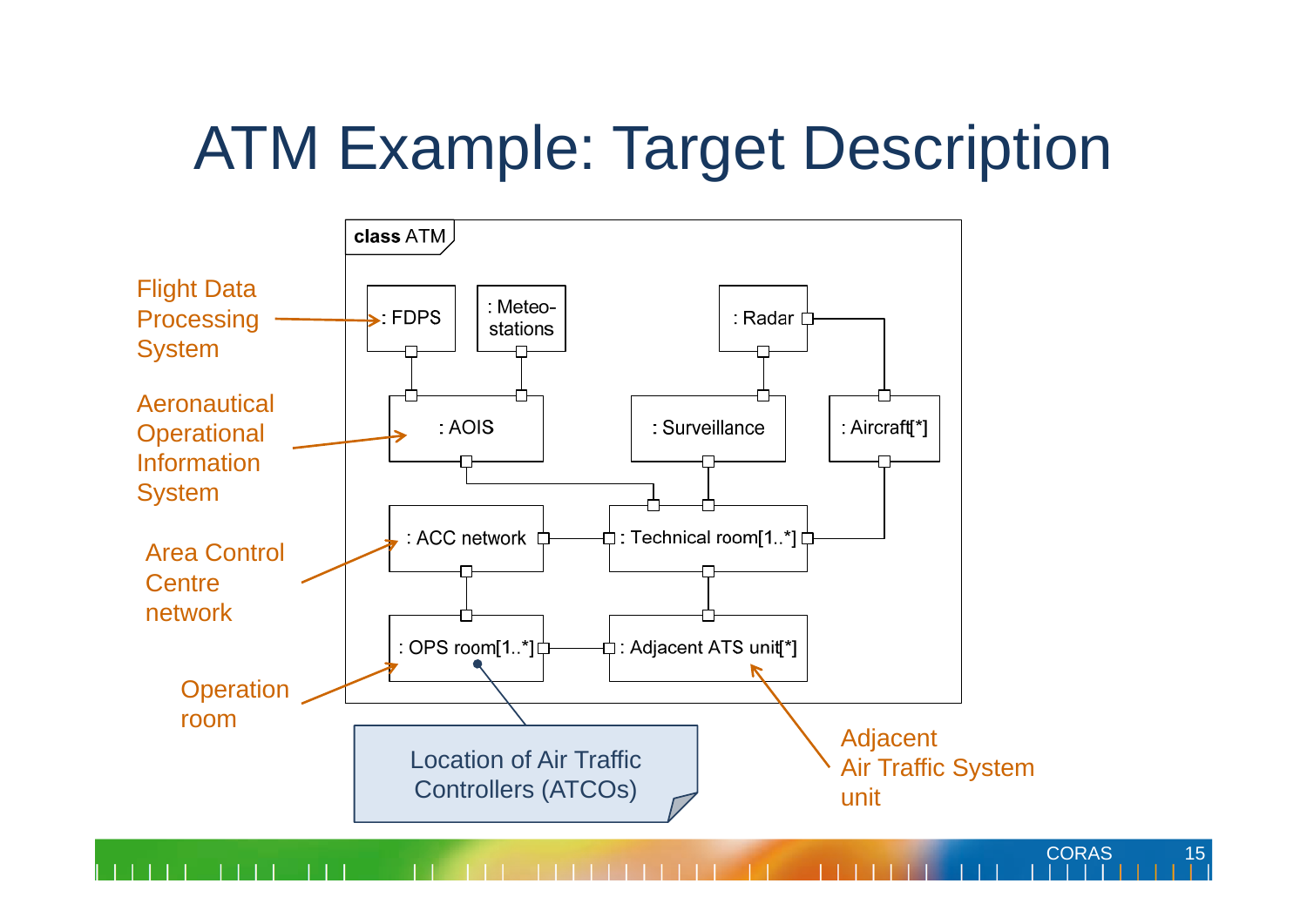# ATM Example: Target Description

**class** ATM

: FDPS

: Meteo-stations

: Radar

: AOIS

: Surveillance

: Aircraft[*]

: ACC network

: Technical room[1..*]

: OPS room[1..*]

: Adjacent ATS unit[*]

Flight Data Processing System

Aeronautical Operational Information System

Area Control Centre network

Operation room

Location of Air Traffic Controllers (ATCOs)

Adjacent Air Traffic System unit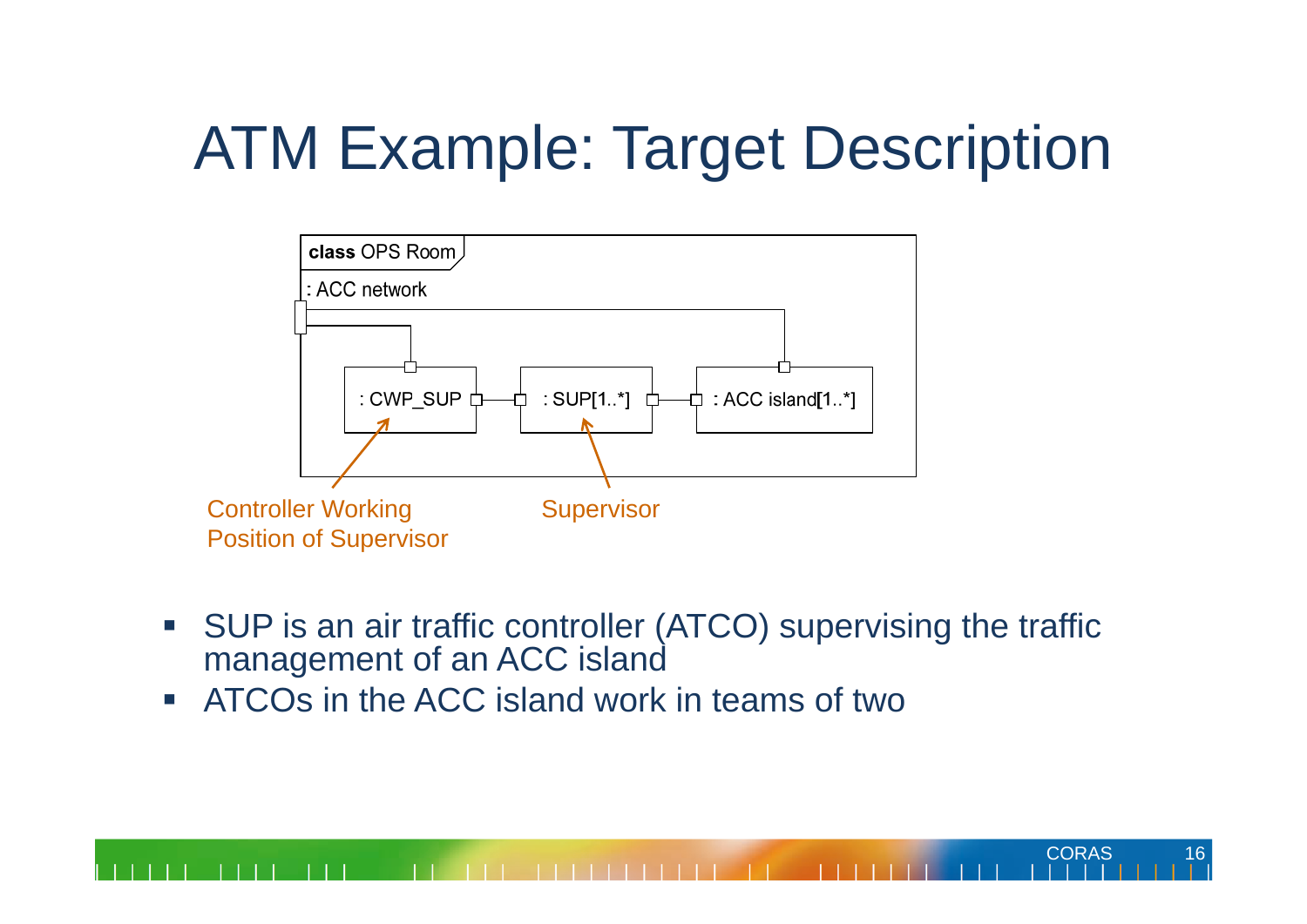# ATM Example: Target Description

class OPS Room

: ACC network

: CWP_SUP

: SUP[1..*]

: ACC island[1..*]

Controller Working Position of Supervisor

Supervisor

- SUP is an air traffic controller (ATCO) supervising the traffic management of an ACC island
- ATCOs in the ACC island work in teams of two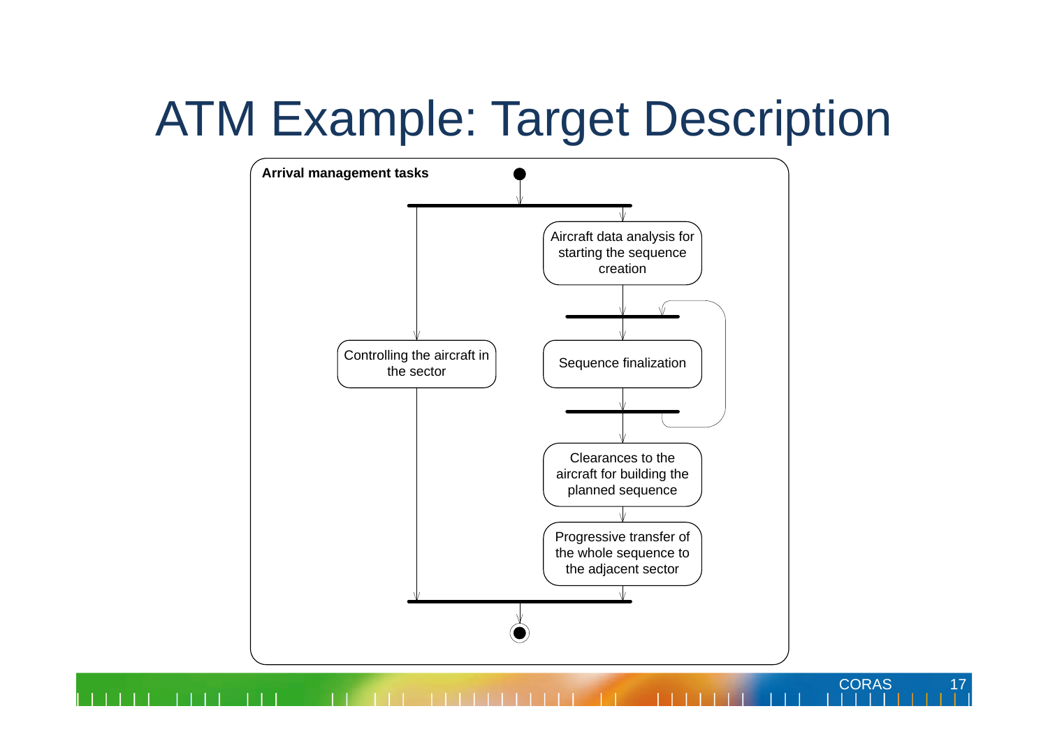# ATM Example: Target Description

**Arrival management tasks**

- Controlling the aircraft in the sector
- Aircraft data analysis for starting the sequence creation
- Sequence finalization
- Clearances to the aircraft for building the planned sequence
- Progressive transfer of the whole sequence to the adjacent sector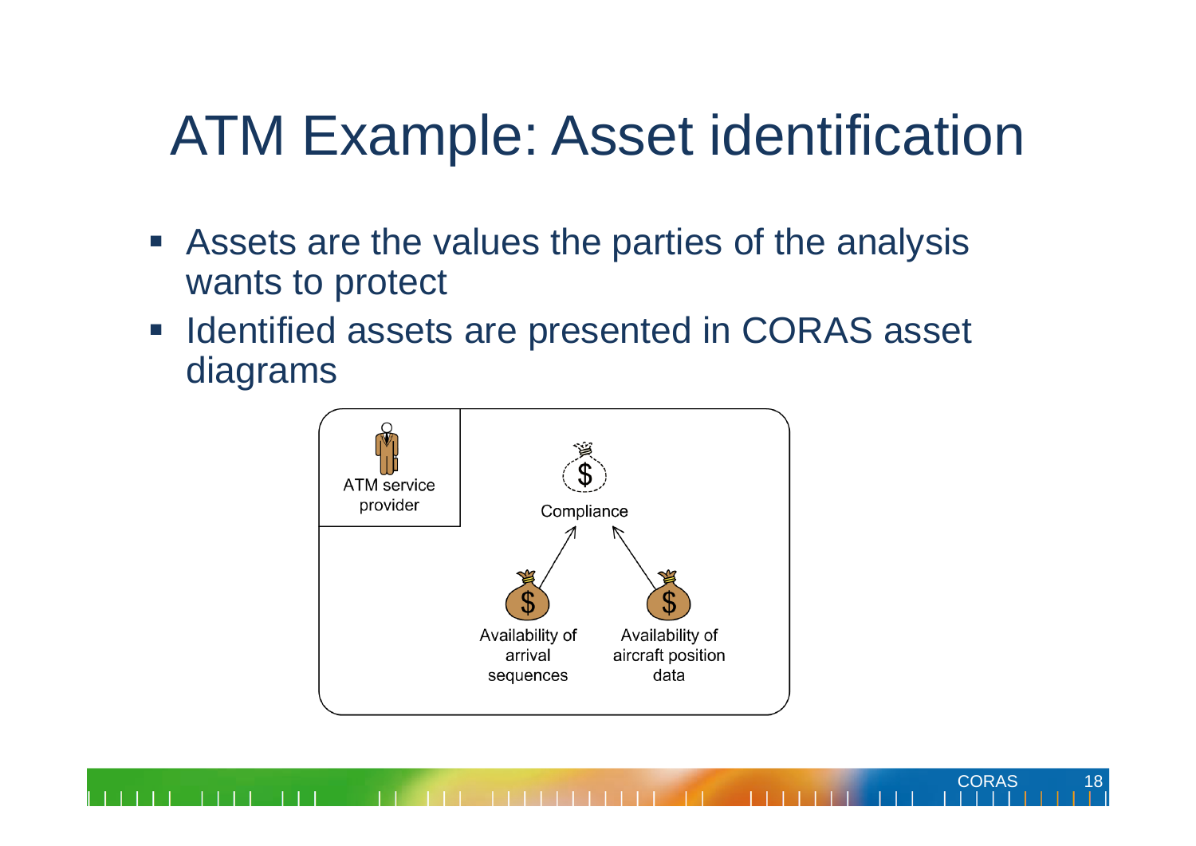# ATM Example: Asset identification

- Assets are the values the parties of the analysis wants to protect
- Identified assets are presented in CORAS asset diagrams

ATM service provider

Compliance

Availability of arrival sequences

Availability of aircraft position data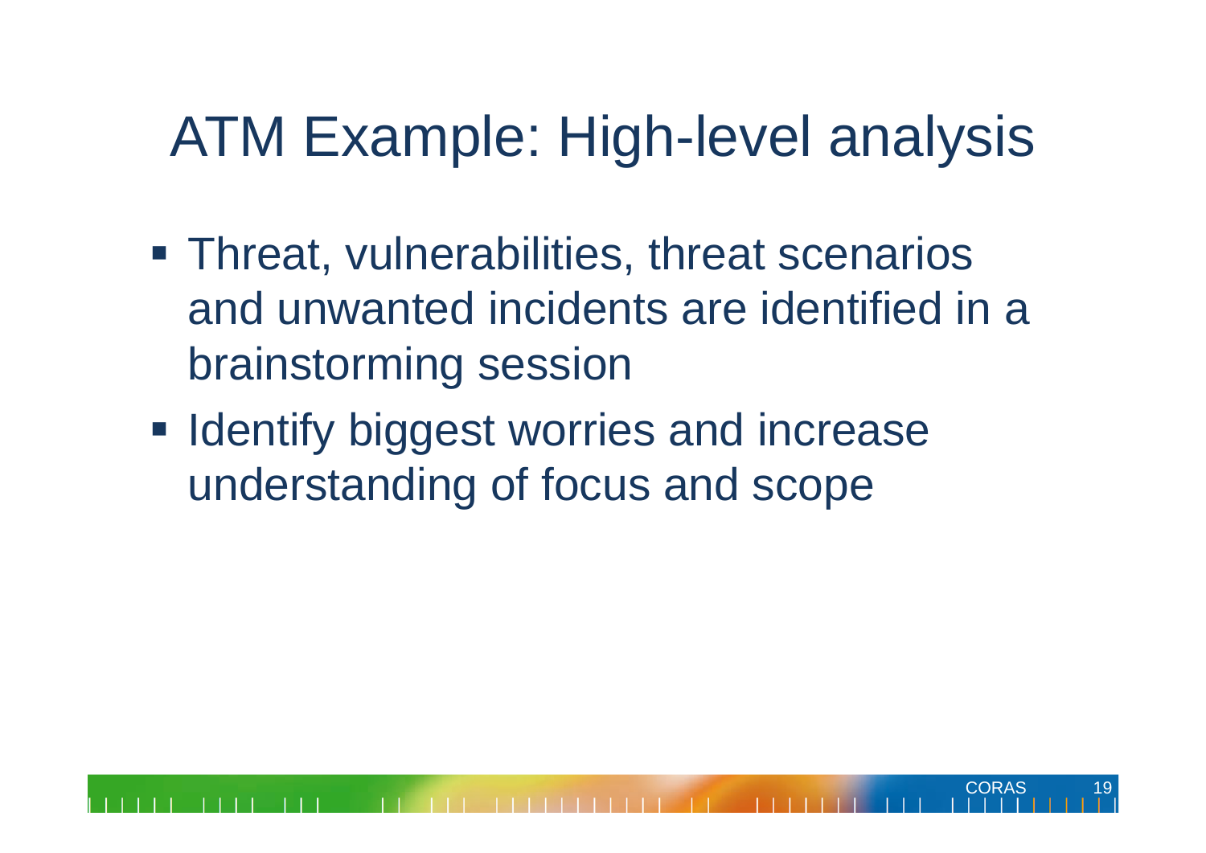# ATM Example: High-level analysis

- Threat, vulnerabilities, threat scenarios and unwanted incidents are identified in a brainstorming session
- Identify biggest worries and increase understanding of focus and scope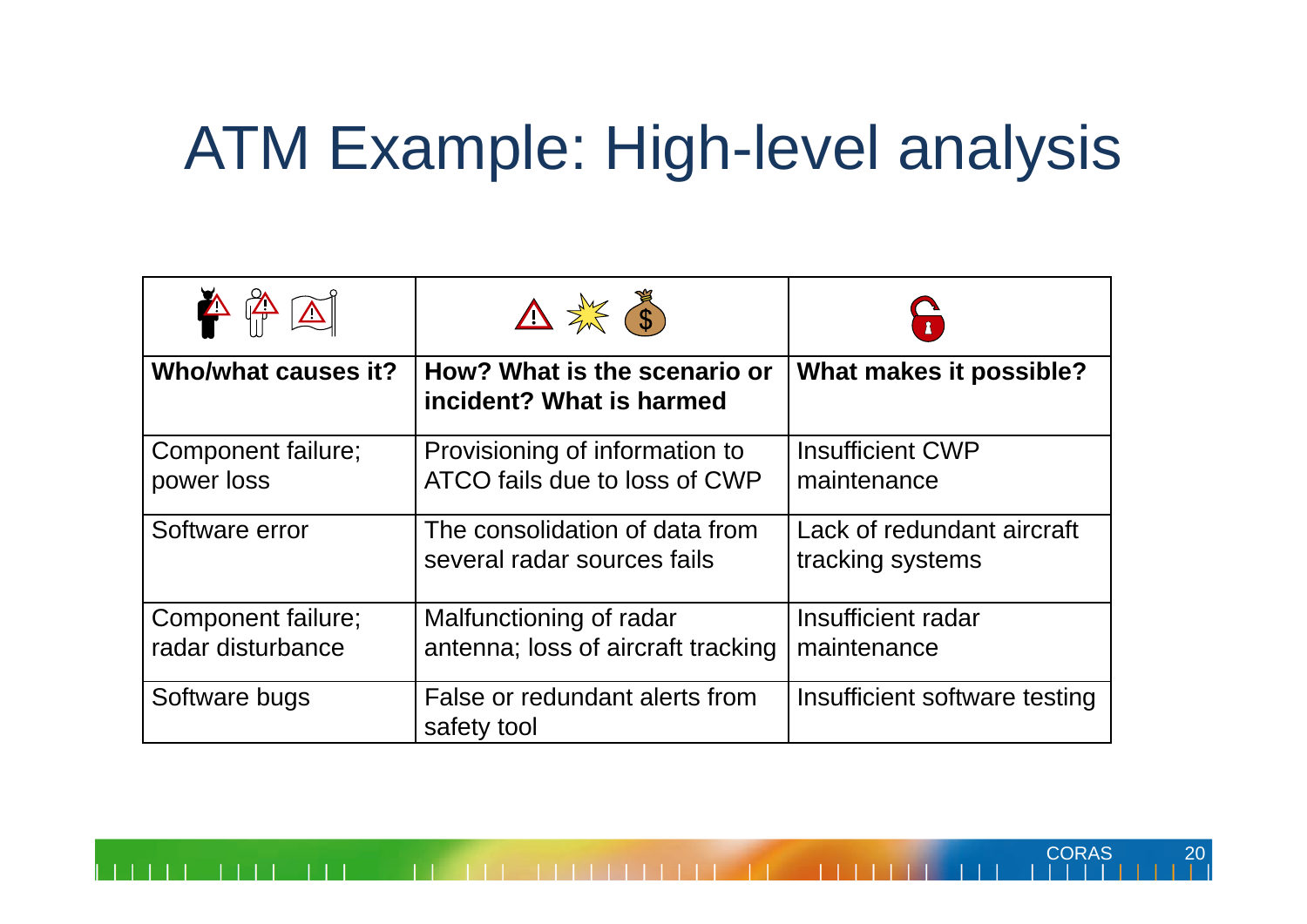# ATM Example: High-level analysis

| Who/what causes it? | How? What is the scenario or incident? What is harmed | What makes it possible? |
| --- | --- | --- |
| Component failure; power loss | Provisioning of information to ATCO fails due to loss of CWP | Insufficient CWP maintenance |
| Software error | The consolidation of data from several radar sources fails | Lack of redundant aircraft tracking systems |
| Component failure; radar disturbance | Malfunctioning of radar antenna; loss of aircraft tracking | Insufficient radar maintenance |
| Software bugs | False or redundant alerts from safety tool | Insufficient software testing |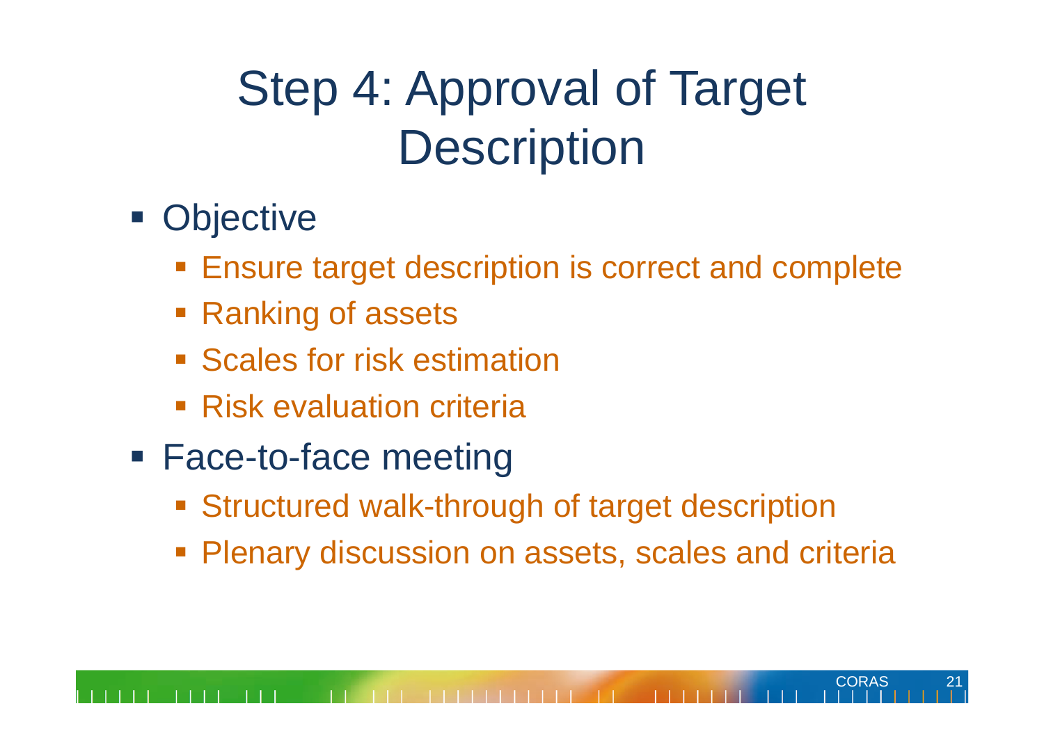# Step 4: Approval of Target Description

- Objective
  - Ensure target description is correct and complete
  - Ranking of assets
  - Scales for risk estimation
  - Risk evaluation criteria
- Face-to-face meeting
  - Structured walk-through of target description
  - Plenary discussion on assets, scales and criteria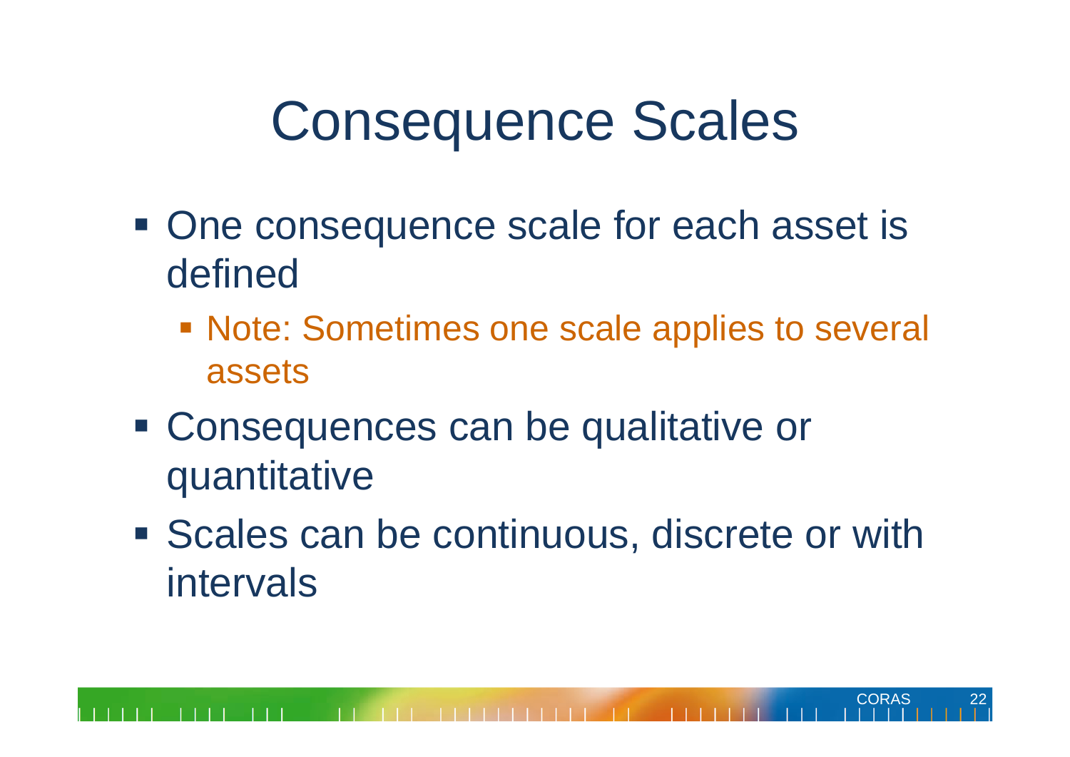# Consequence Scales

- One consequence scale for each asset is defined
  - Note: Sometimes one scale applies to several assets
- Consequences can be qualitative or quantitative
- Scales can be continuous, discrete or with intervals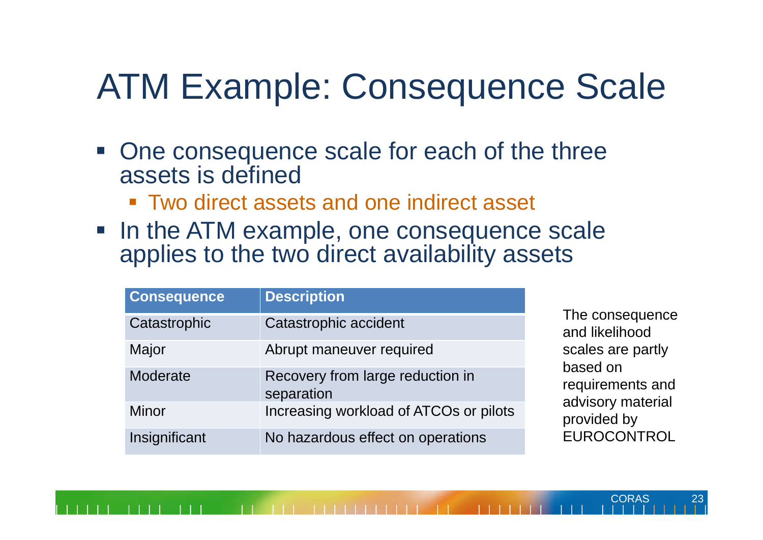# ATM Example: Consequence Scale

- One consequence scale for each of the three assets is defined
  - Two direct assets and one indirect asset
- In the ATM example, one consequence scale applies to the two direct availability assets

| Consequence | Description |
|---|---|
| Catastrophic | Catastrophic accident |
| Major | Abrupt maneuver required |
| Moderate | Recovery from large reduction in separation |
| Minor | Increasing workload of ATCOs or pilots |
| Insignificant | No hazardous effect on operations |

The consequence and likelihood scales are partly based on requirements and advisory material provided by EUROCONTROL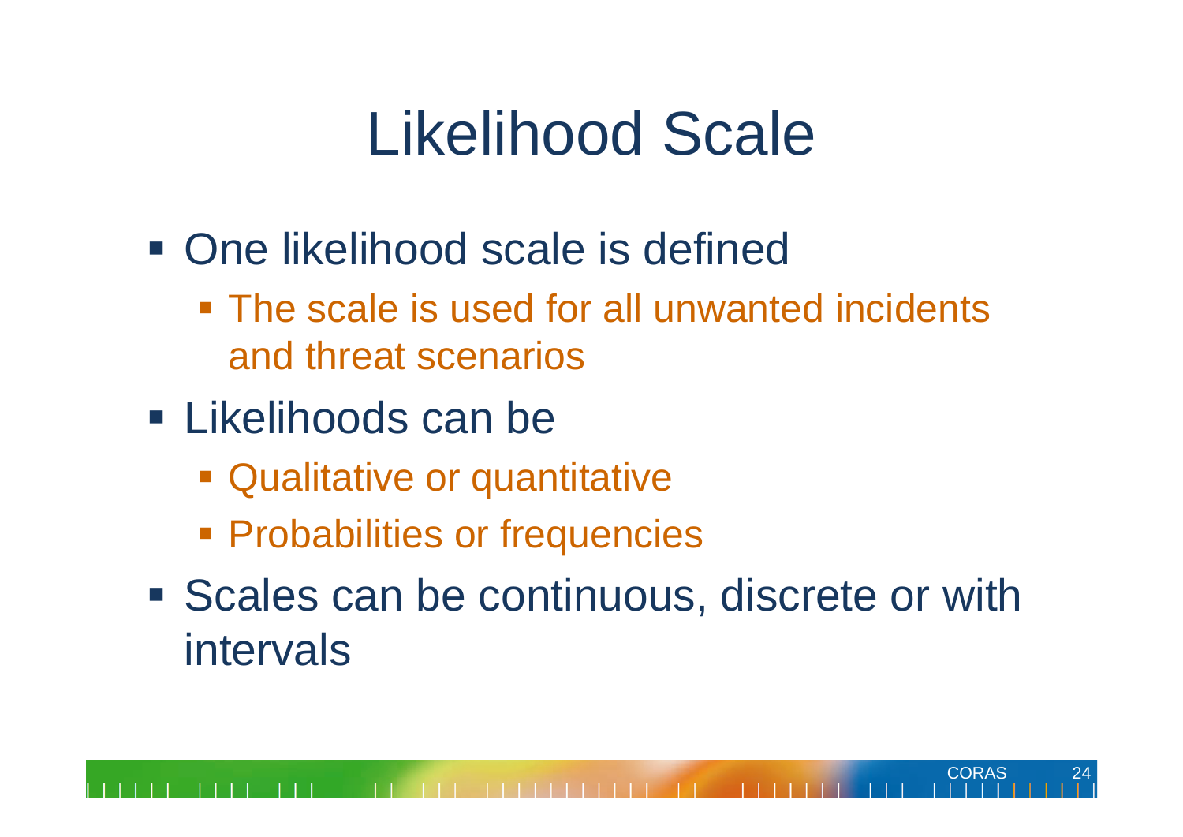# Likelihood Scale

- One likelihood scale is defined
  - The scale is used for all unwanted incidents and threat scenarios
- Likelihoods can be
  - Qualitative or quantitative
  - Probabilities or frequencies
- Scales can be continuous, discrete or with intervals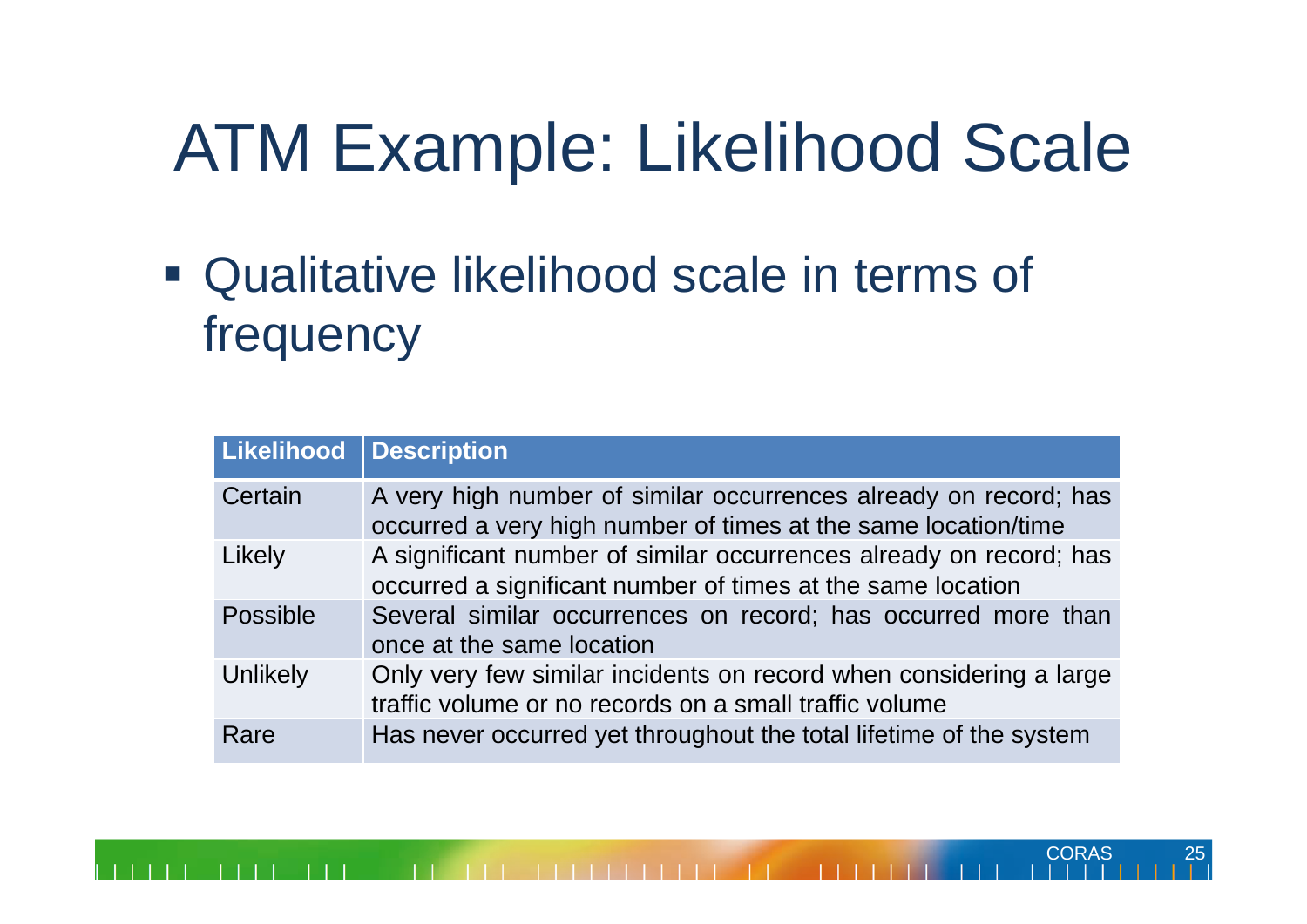# ATM Example: Likelihood Scale

- Qualitative likelihood scale in terms of frequency

| Likelihood | Description |
| --- | --- |
| Certain | A very high number of similar occurrences already on record; has occurred a very high number of times at the same location/time |
| Likely | A significant number of similar occurrences already on record; has occurred a significant number of times at the same location |
| Possible | Several similar occurrences on record; has occurred more than once at the same location |
| Unlikely | Only very few similar incidents on record when considering a large traffic volume or no records on a small traffic volume |
| Rare | Has never occurred yet throughout the total lifetime of the system |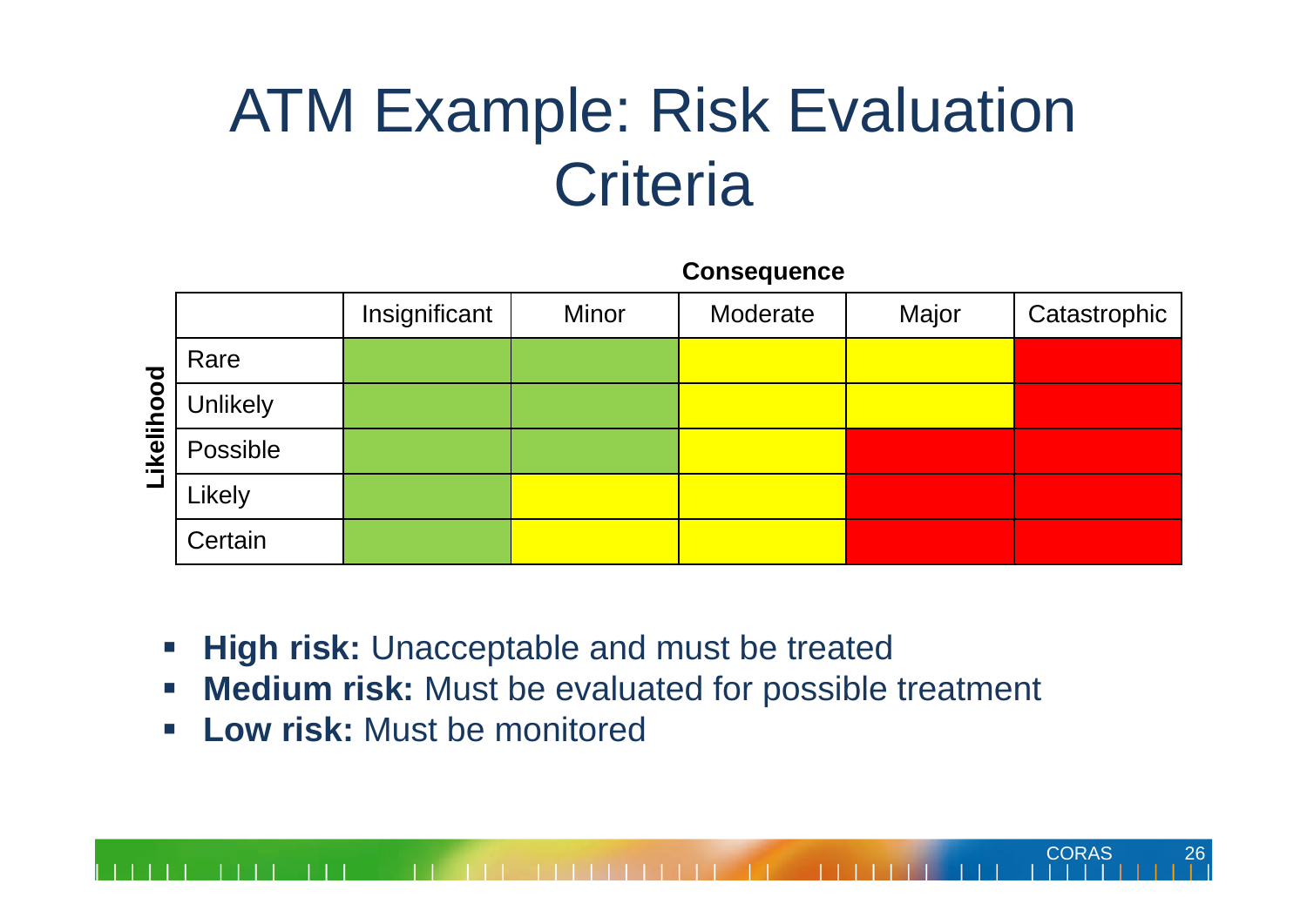# ATM Example: Risk Evaluation Criteria

**Consequence** (columns) / **Likelihood** (rows)

| | Insignificant | Minor | Moderate | Major | Catastrophic |
|---|---|---|---|---|---|
| Rare | Green | Green | Yellow | Yellow | Red |
| Unlikely | Green | Green | Yellow | Yellow | Red |
| Possible | Green | Green | Yellow | Red | Red |
| Likely | Green | Yellow | Yellow | Red | Red |
| Certain | Green | Yellow | Yellow | Red | Red |

- **High risk:** Unacceptable and must be treated
- **Medium risk:** Must be evaluated for possible treatment
- **Low risk:** Must be monitored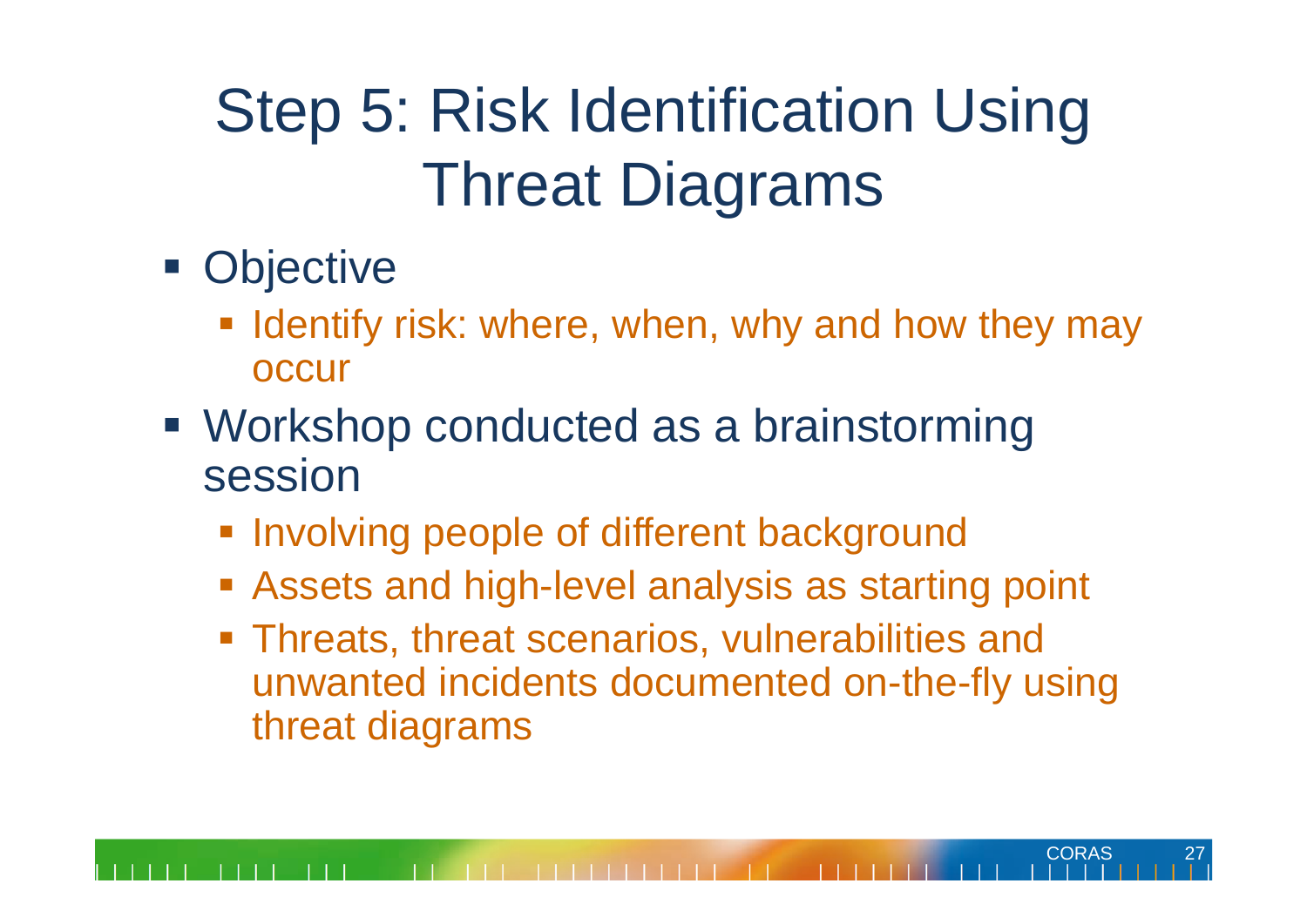# Step 5: Risk Identification Using Threat Diagrams

- Objective
  - Identify risk: where, when, why and how they may occur
- Workshop conducted as a brainstorming session
  - Involving people of different background
  - Assets and high-level analysis as starting point
  - Threats, threat scenarios, vulnerabilities and unwanted incidents documented on-the-fly using threat diagrams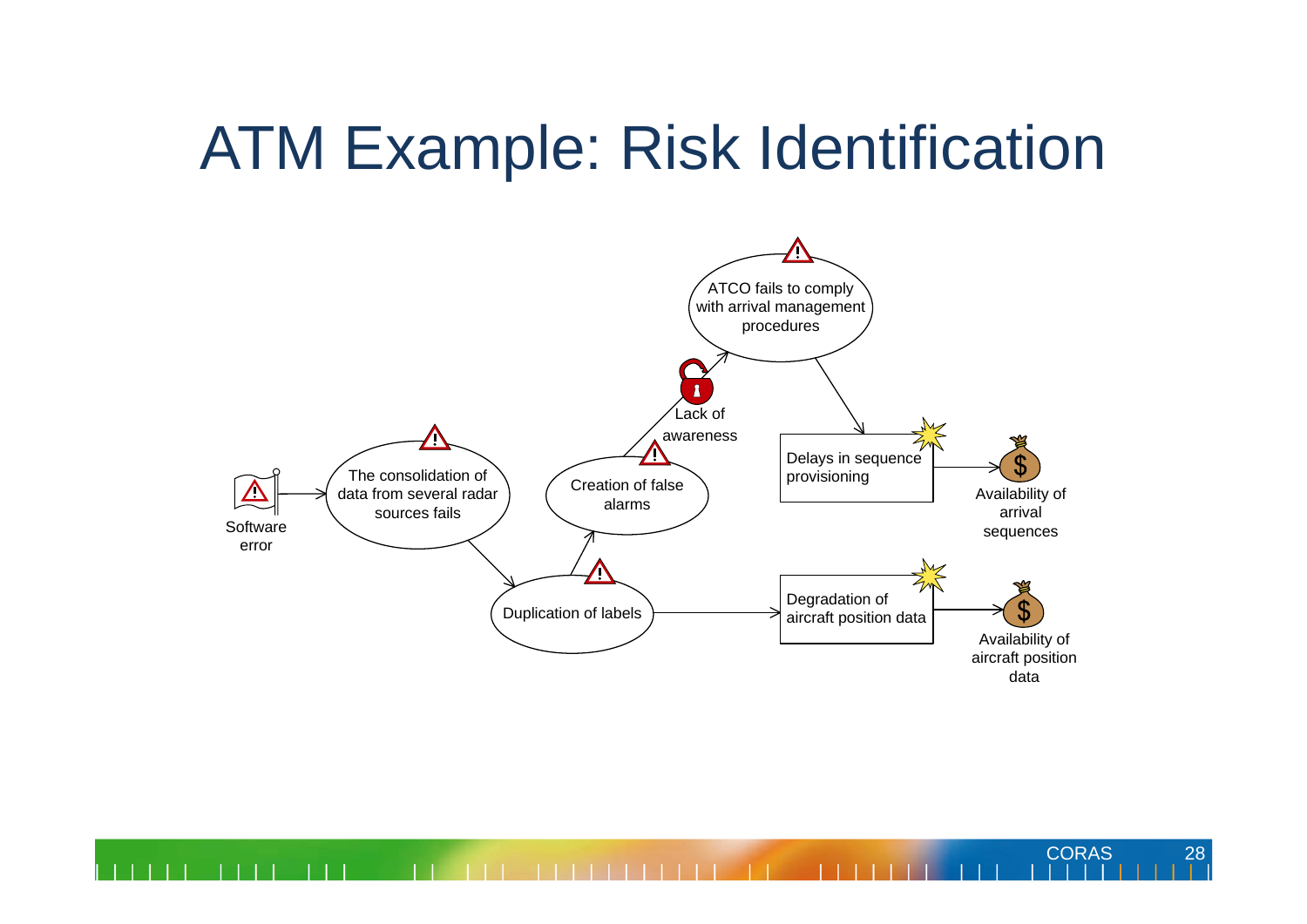# ATM Example: Risk Identification

Software error

The consolidation of data from several radar sources fails

Duplication of labels

Creation of false alarms

Lack of awareness

ATCO fails to comply with arrival management procedures

Delays in sequence provisioning

Availability of arrival sequences

Degradation of aircraft position data

Availability of aircraft position data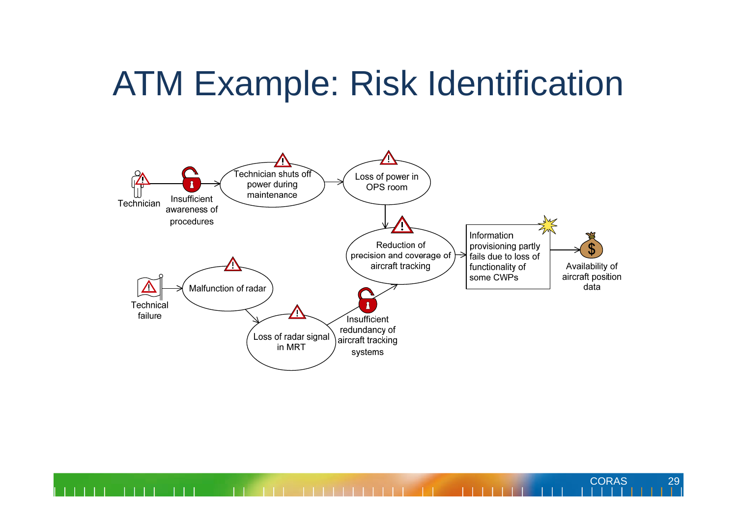# ATM Example: Risk Identification

Technician

Insufficient awareness of procedures

Technician shuts off power during maintenance

Loss of power in OPS room

Reduction of precision and coverage of aircraft tracking

Information provisioning partly fails due to loss of functionality of some CWPs

Availability of aircraft position data

Technical failure

Malfunction of radar

Loss of radar signal in MRT

Insufficient redundancy of aircraft tracking systems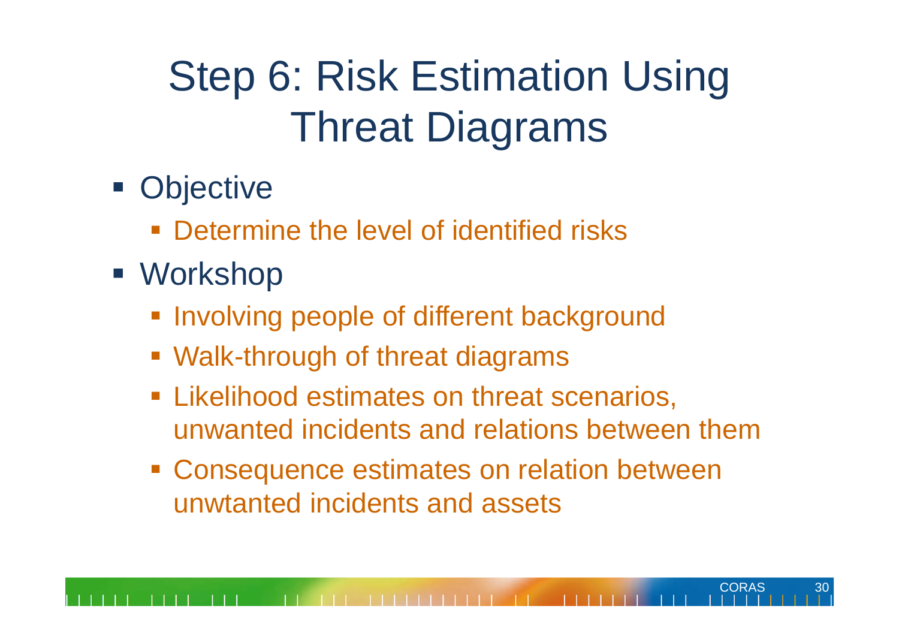# Step 6: Risk Estimation Using Threat Diagrams

- Objective
  - Determine the level of identified risks
- Workshop
  - Involving people of different background
  - Walk-through of threat diagrams
  - Likelihood estimates on threat scenarios, unwanted incidents and relations between them
  - Consequence estimates on relation between unwtanted incidents and assets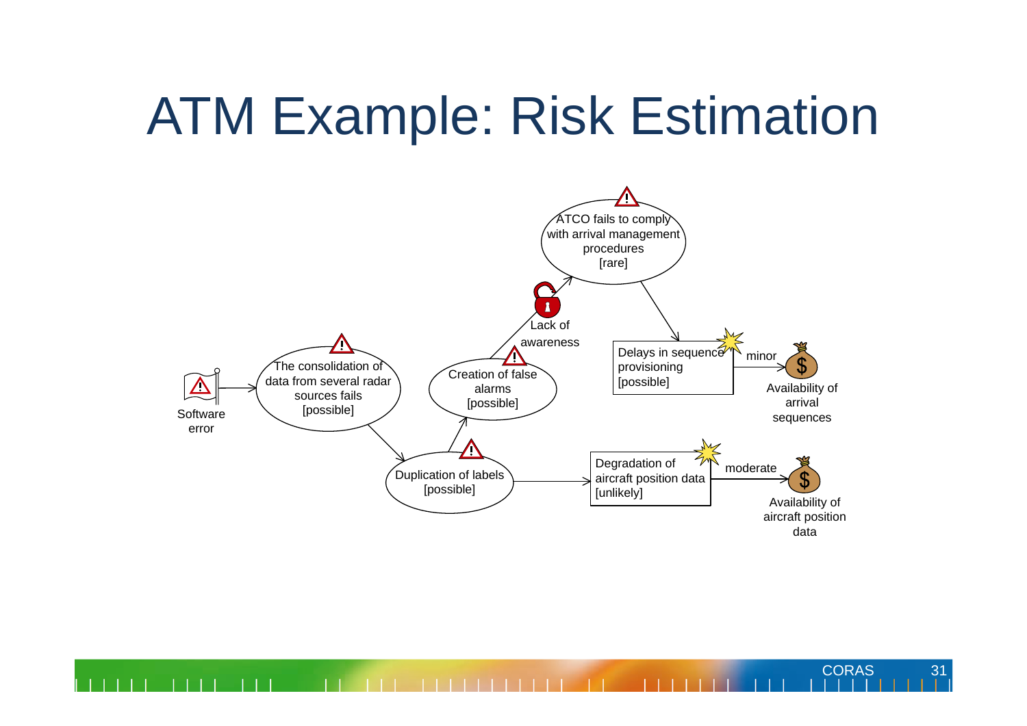# ATM Example: Risk Estimation

Software error

The consolidation of data from several radar sources fails [possible]

Duplication of labels [possible]

Creation of false alarms [possible]

Lack of awareness

ATCO fails to comply with arrival management procedures [rare]

Delays in sequence provisioning [possible]

minor

Availability of arrival sequences

Degradation of aircraft position data [unlikely]

moderate

Availability of aircraft position data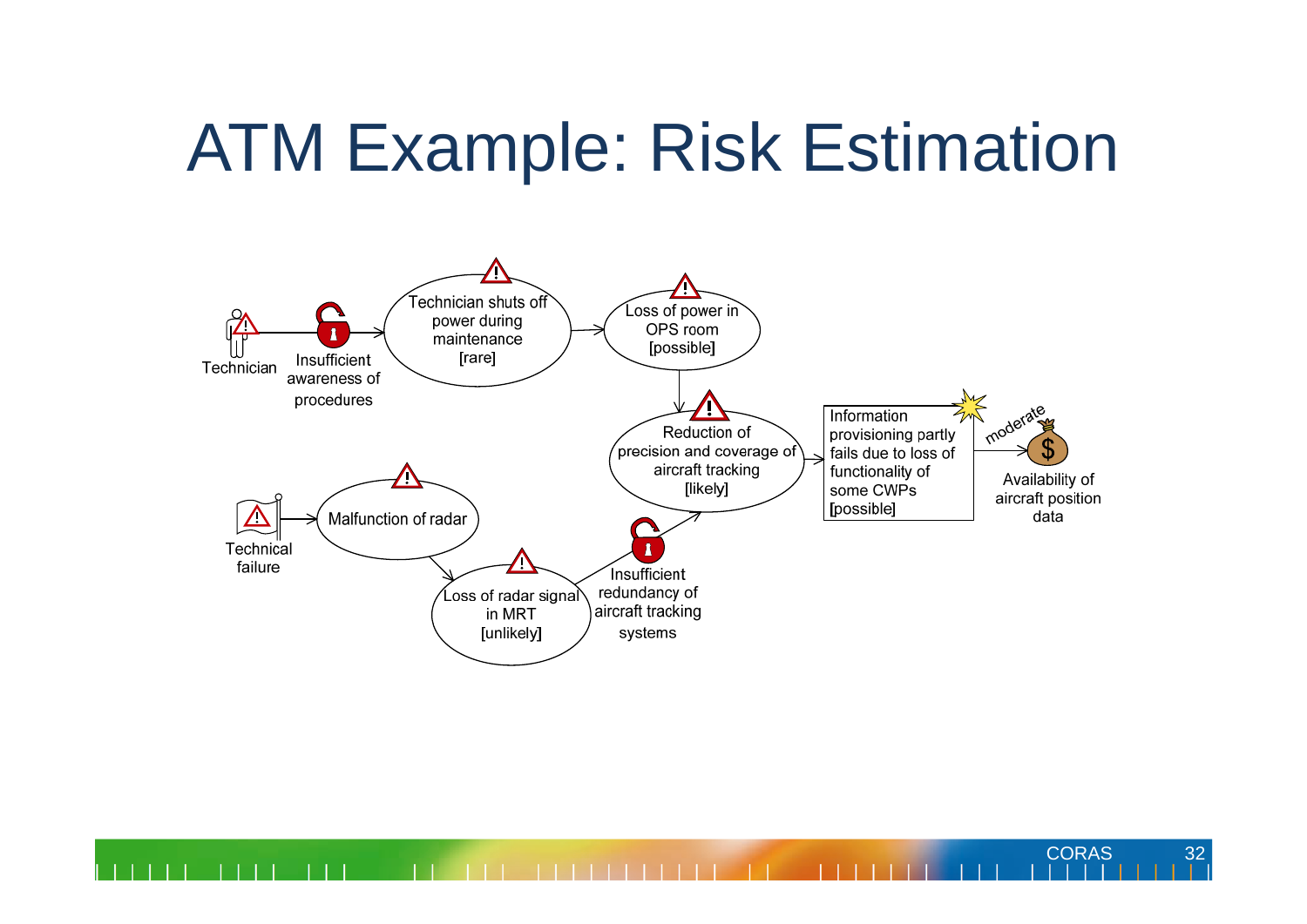# ATM Example: Risk Estimation

Technician

Insufficient awareness of procedures

Technician shuts off power during maintenance [rare]

Loss of power in OPS room [possible]

Reduction of precision and coverage of aircraft tracking [likely]

Information provisioning partly fails due to loss of functionality of some CWPs [possible]

moderate

Availability of aircraft position data

Technical failure

Malfunction of radar

Loss of radar signal in MRT [unlikely]

Insufficient redundancy of aircraft tracking systems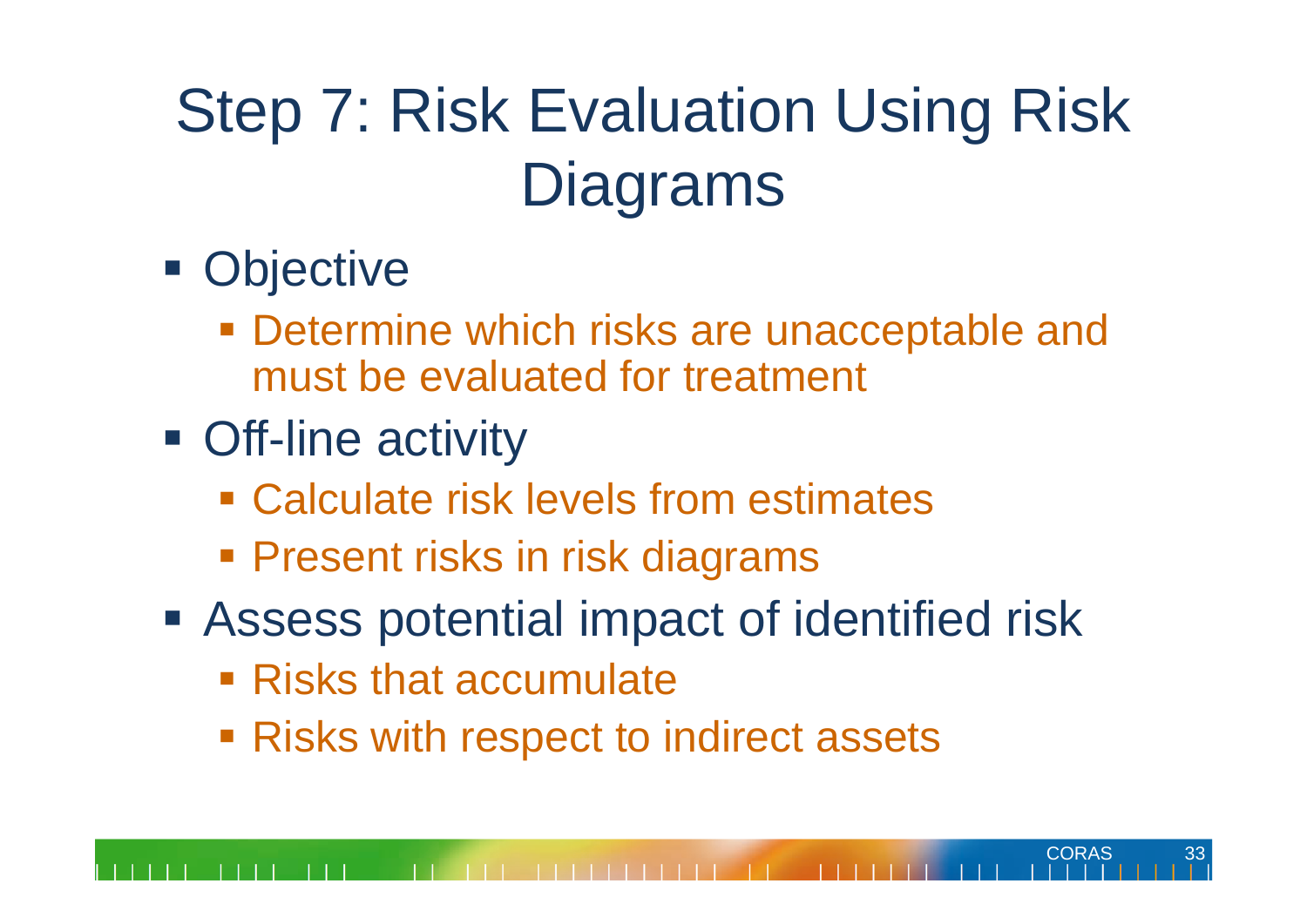# Step 7: Risk Evaluation Using Risk Diagrams

- Objective
  - Determine which risks are unacceptable and must be evaluated for treatment
- Off-line activity
  - Calculate risk levels from estimates
  - Present risks in risk diagrams
- Assess potential impact of identified risk
  - Risks that accumulate
  - Risks with respect to indirect assets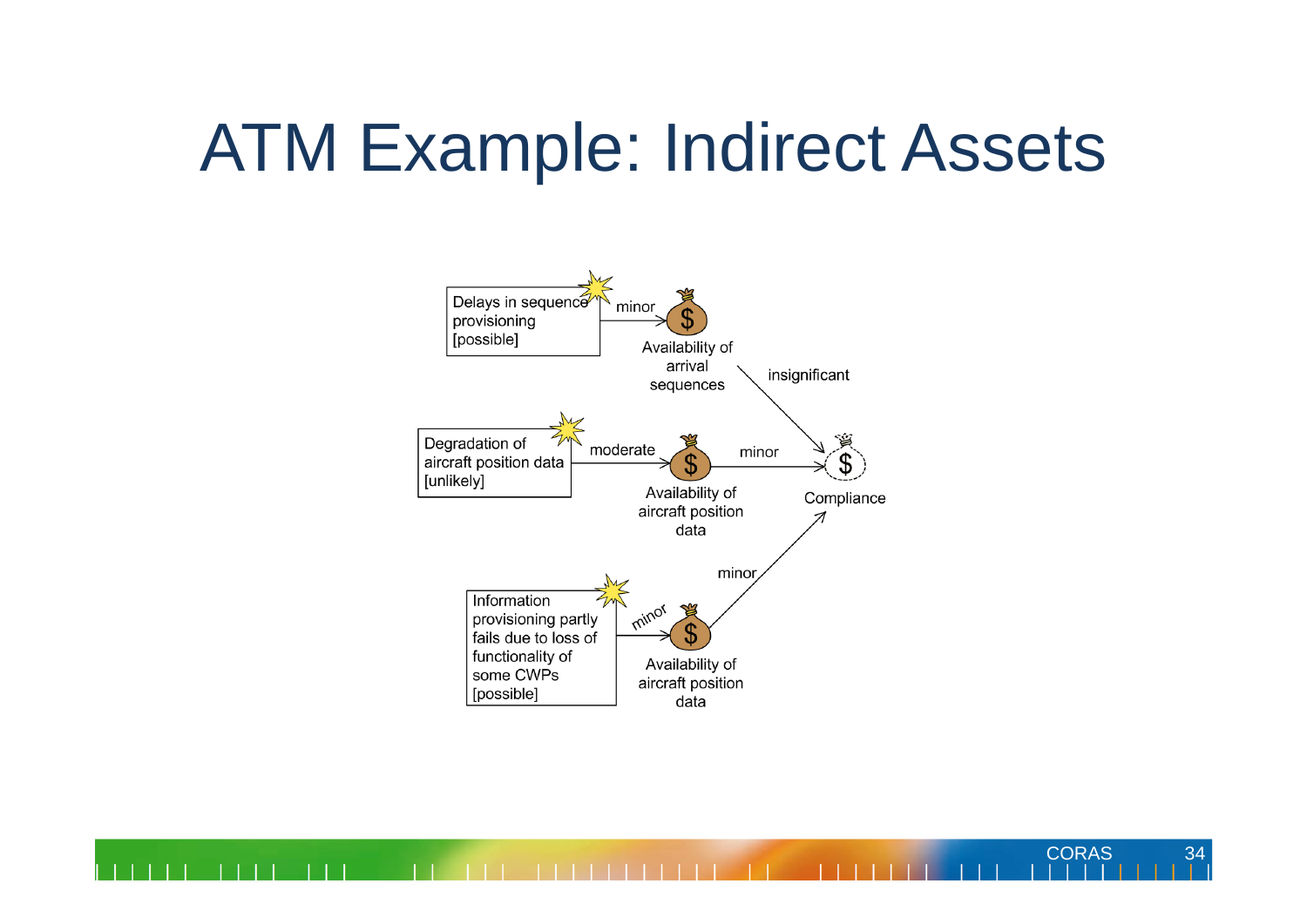# ATM Example: Indirect Assets

Delays in sequence provisioning [possible]

minor

Availability of arrival sequences

insignificant

Degradation of aircraft position data [unlikely]

moderate

Availability of aircraft position data

minor

Compliance

minor

Information provisioning partly fails due to loss of functionality of some CWPs [possible]

minor

Availability of aircraft position data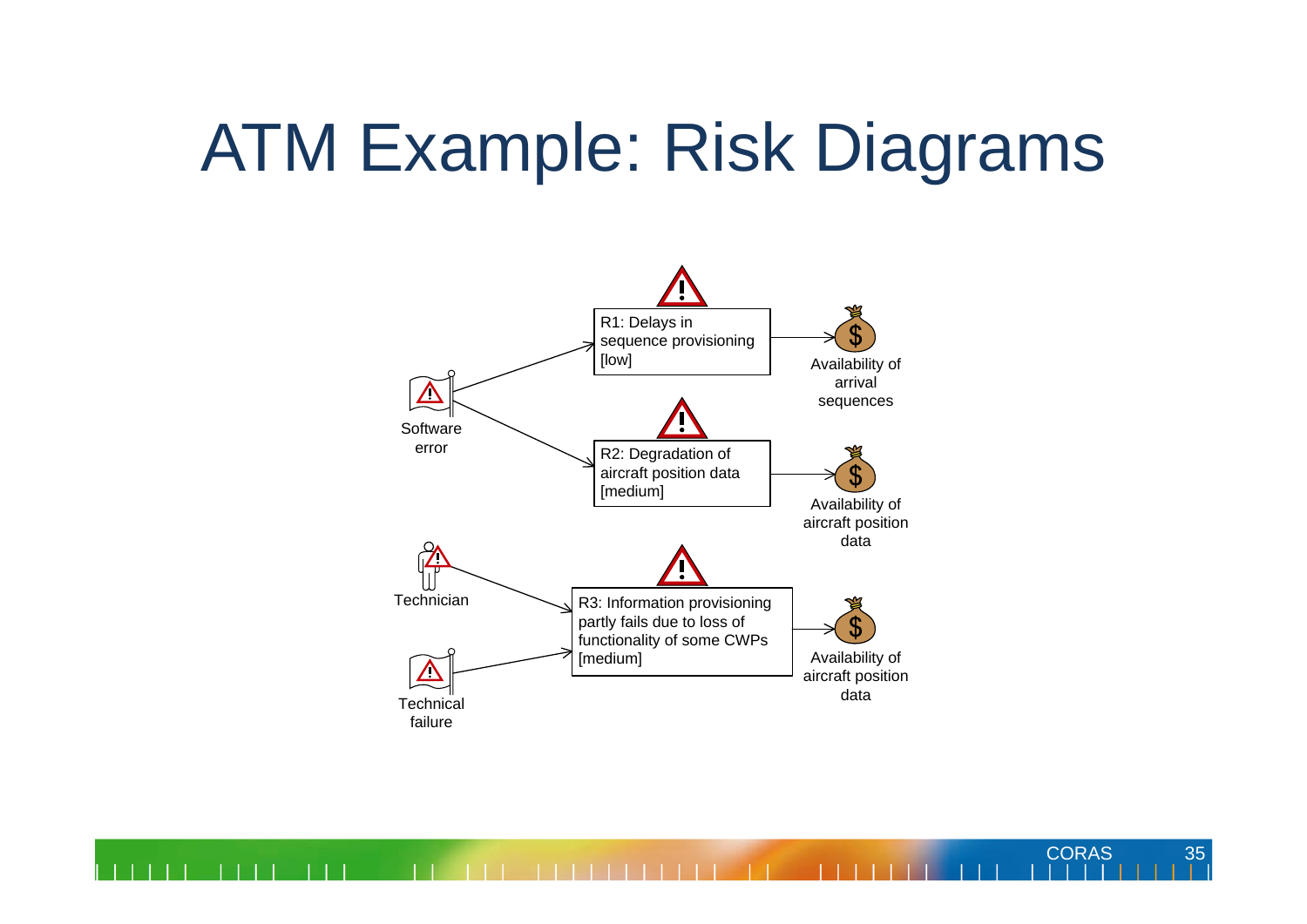# ATM Example: Risk Diagrams

Software error

Technician

Technical failure

R1: Delays in sequence provisioning [low]

R2: Degradation of aircraft position data [medium]

R3: Information provisioning partly fails due to loss of functionality of some CWPs [medium]

Availability of arrival sequences

Availability of aircraft position data

Availability of aircraft position data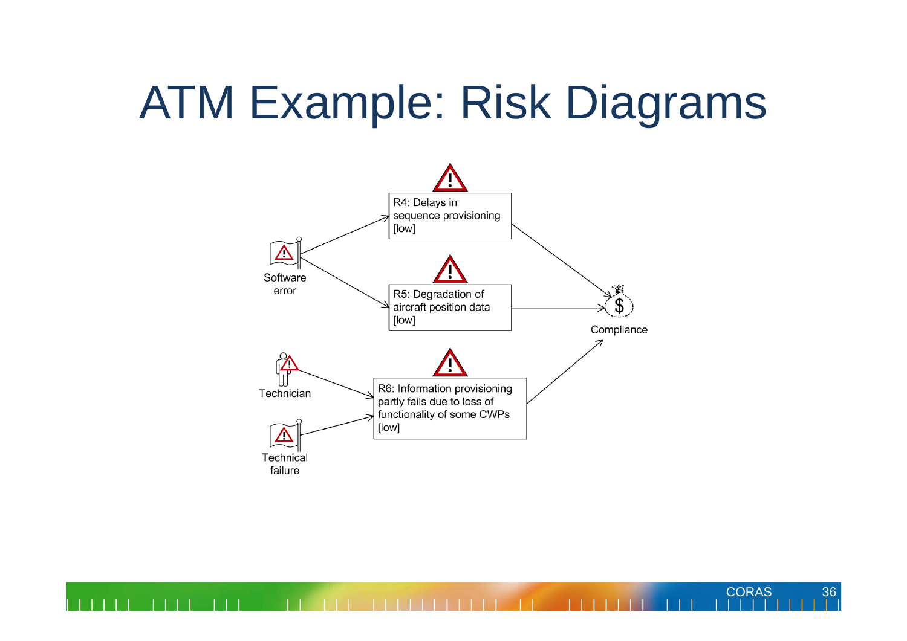# ATM Example: Risk Diagrams

Software error

R4: Delays in sequence provisioning [low]

R5: Degradation of aircraft position data [low]

Compliance

Technician

Technical failure

R6: Information provisioning partly fails due to loss of functionality of some CWPs [low]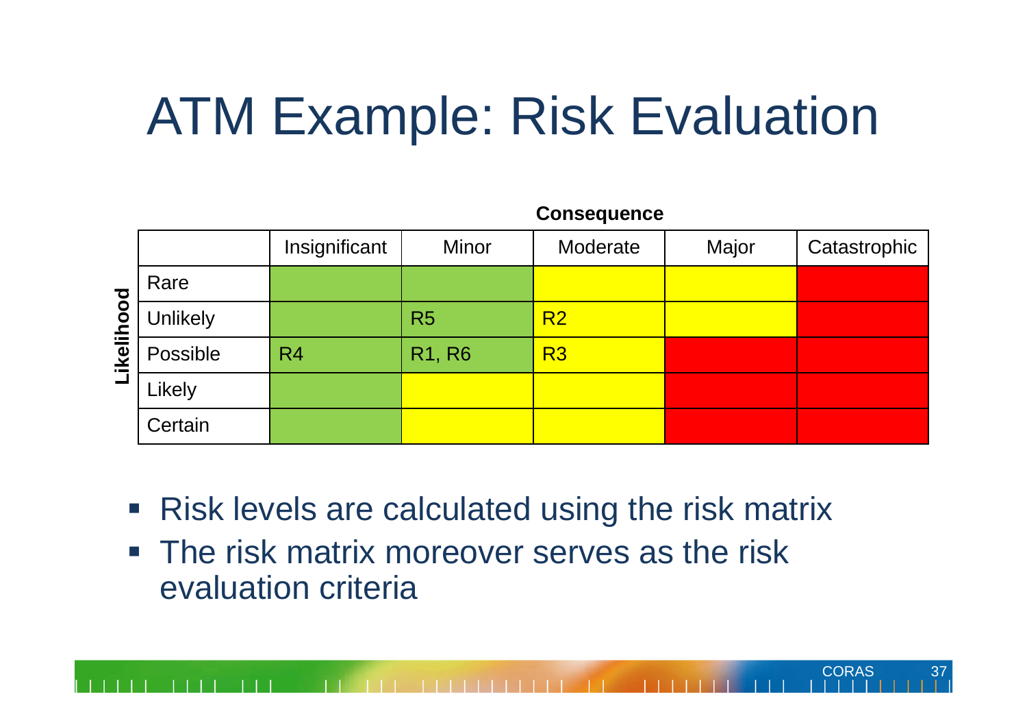# ATM Example: Risk Evaluation

| Likelihood \ Consequence | Insignificant | Minor | Moderate | Major | Catastrophic |
|---|---|---|---|---|---|
| Rare | | | | | |
| Unlikely | | R5 | R2 | | |
| Possible | R4 | R1, R6 | R3 | | |
| Likely | | | | | |
| Certain | | | | | |

- Risk levels are calculated using the risk matrix
- The risk matrix moreover serves as the risk evaluation criteria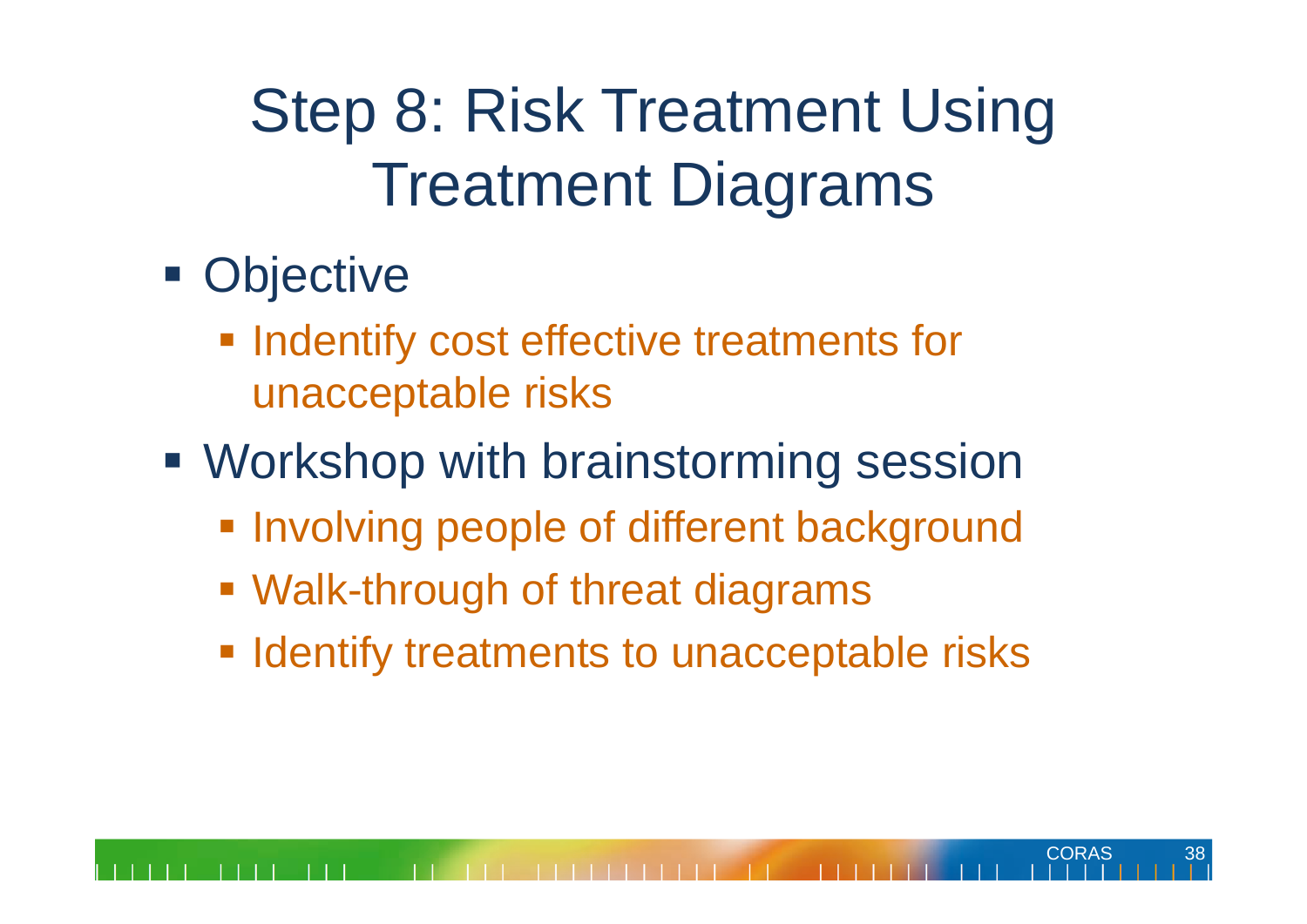# Step 8: Risk Treatment Using Treatment Diagrams

- Objective
  - Indentify cost effective treatments for unacceptable risks
- Workshop with brainstorming session
  - Involving people of different background
  - Walk-through of threat diagrams
  - Identify treatments to unacceptable risks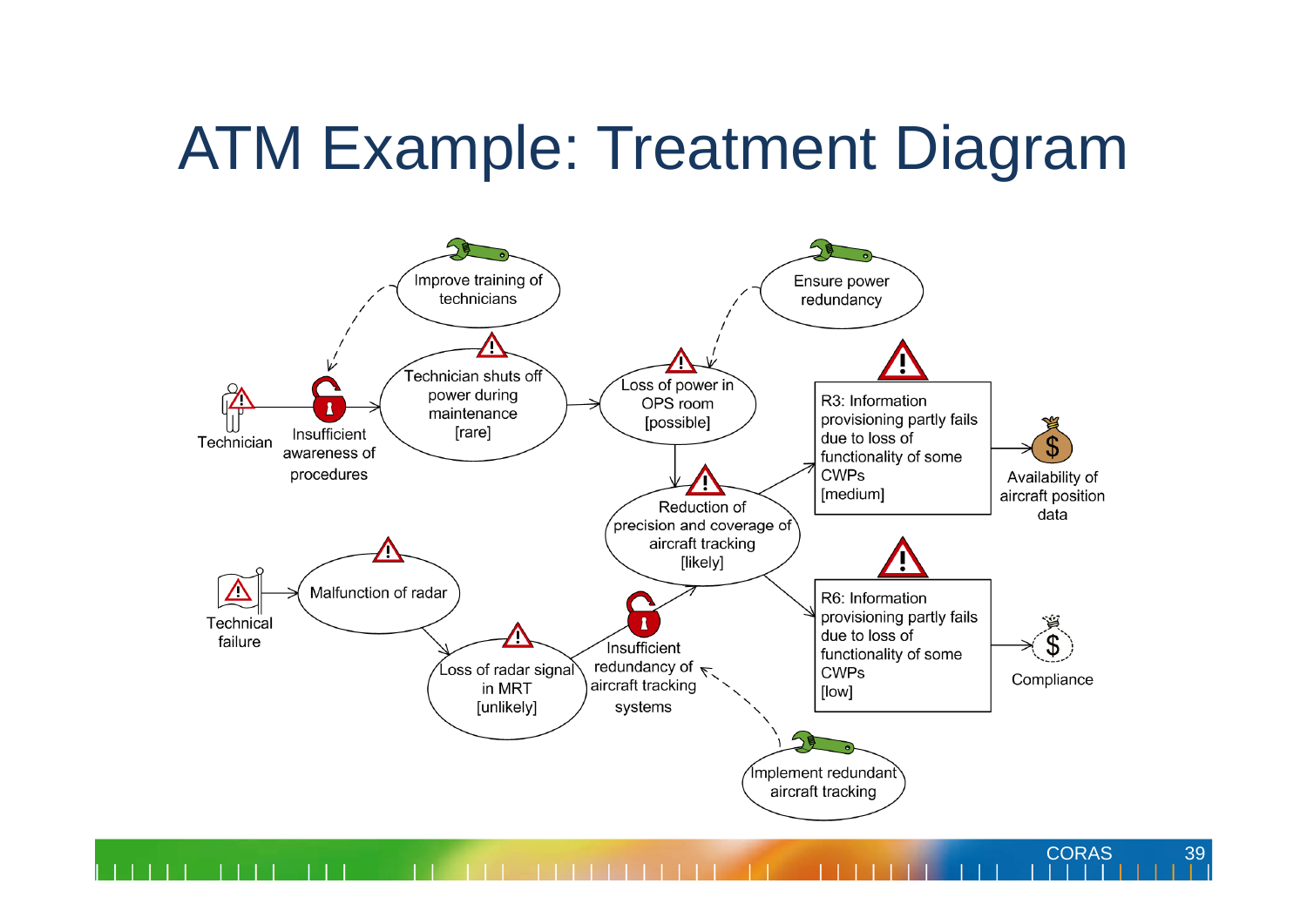# ATM Example: Treatment Diagram

Improve training of technicians

Ensure power redundancy

Technician

Insufficient awareness of procedures

Technician shuts off power during maintenance [rare]

Loss of power in OPS room [possible]

R3: Information provisioning partly fails due to loss of functionality of some CWPs [medium]

Availability of aircraft position data

Reduction of precision and coverage of aircraft tracking [likely]

Technical failure

Malfunction of radar

Loss of radar signal in MRT [unlikely]

Insufficient redundancy of aircraft tracking systems

R6: Information provisioning partly fails due to loss of functionality of some CWPs [low]

Compliance

Implement redundant aircraft tracking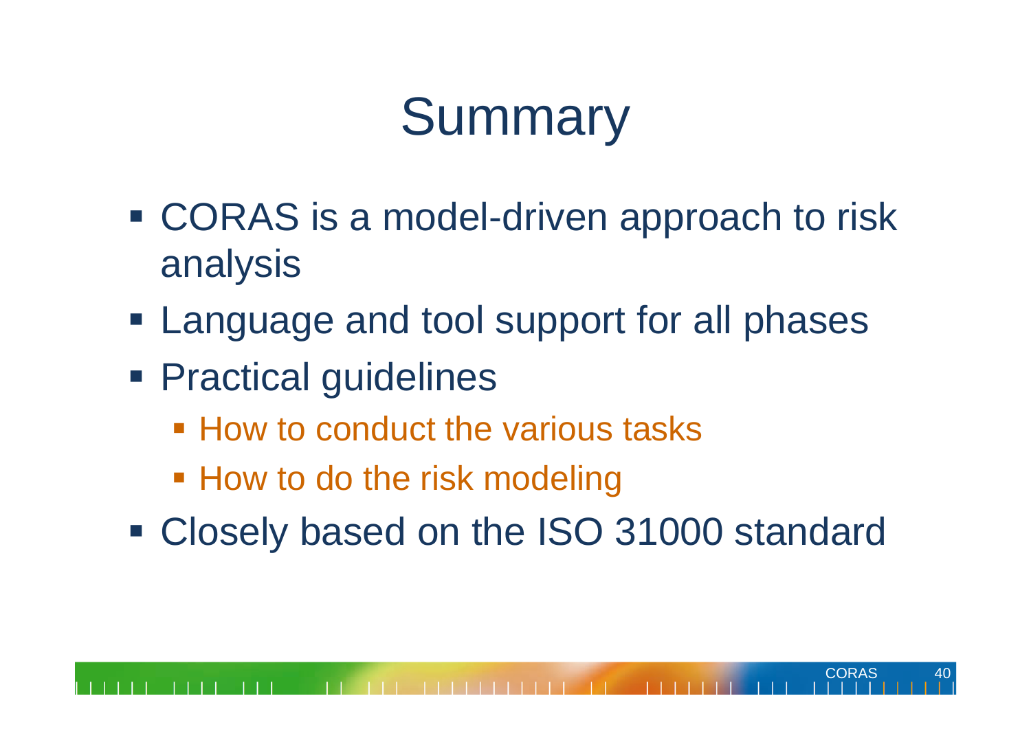# Summary

- CORAS is a model-driven approach to risk analysis
- Language and tool support for all phases
- Practical guidelines
  - How to conduct the various tasks
  - How to do the risk modeling
- Closely based on the ISO 31000 standard